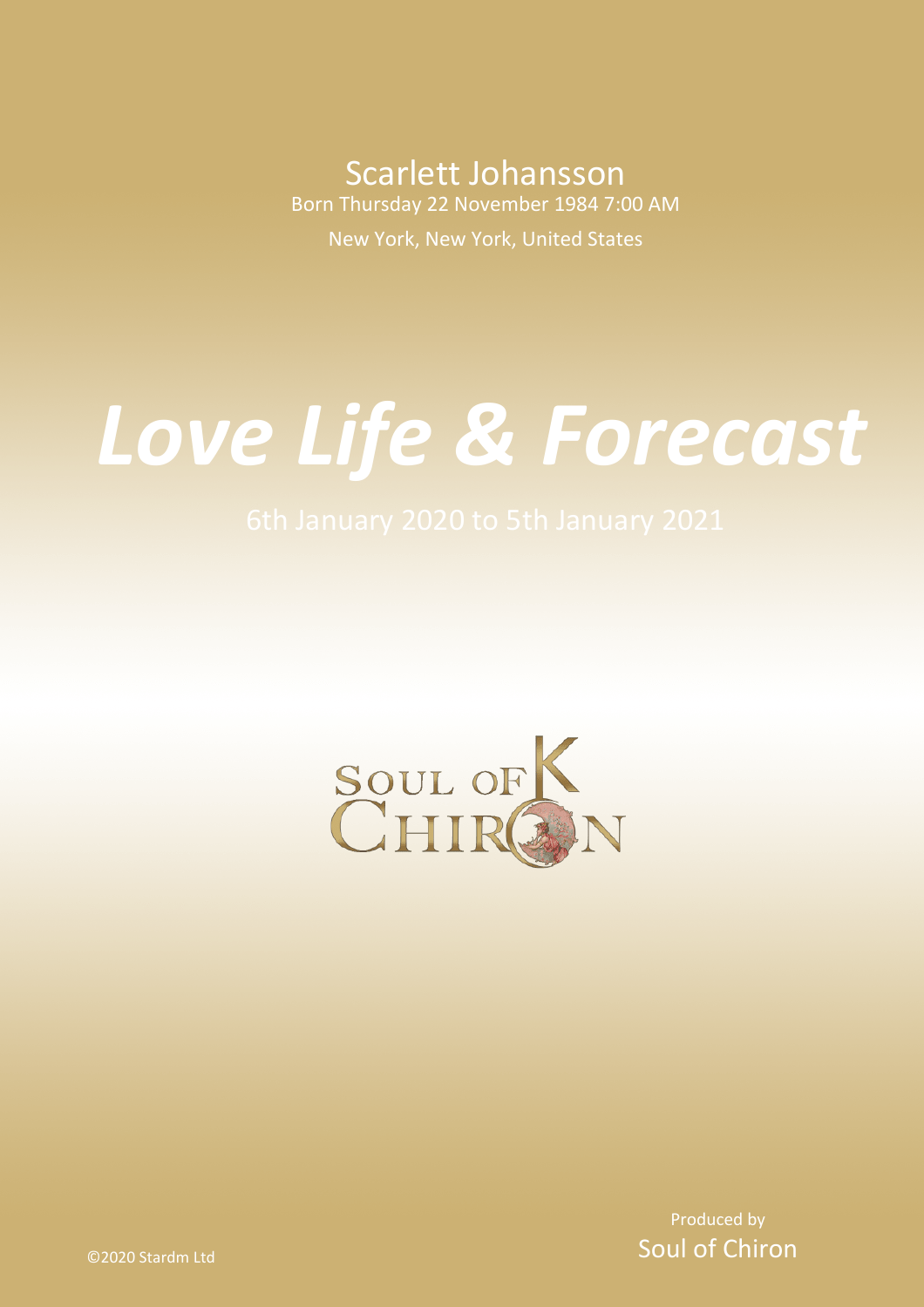Scarlett Johansson

Born Thursday 22 November 1984 7:00 AM

New York, New York, United States

# *Love Life & Forecast*

6th January 2020 to 5th January 2021

SOUL OF CHIRON

Produced by

Soul of Chiron

©2020 Stardm Ltd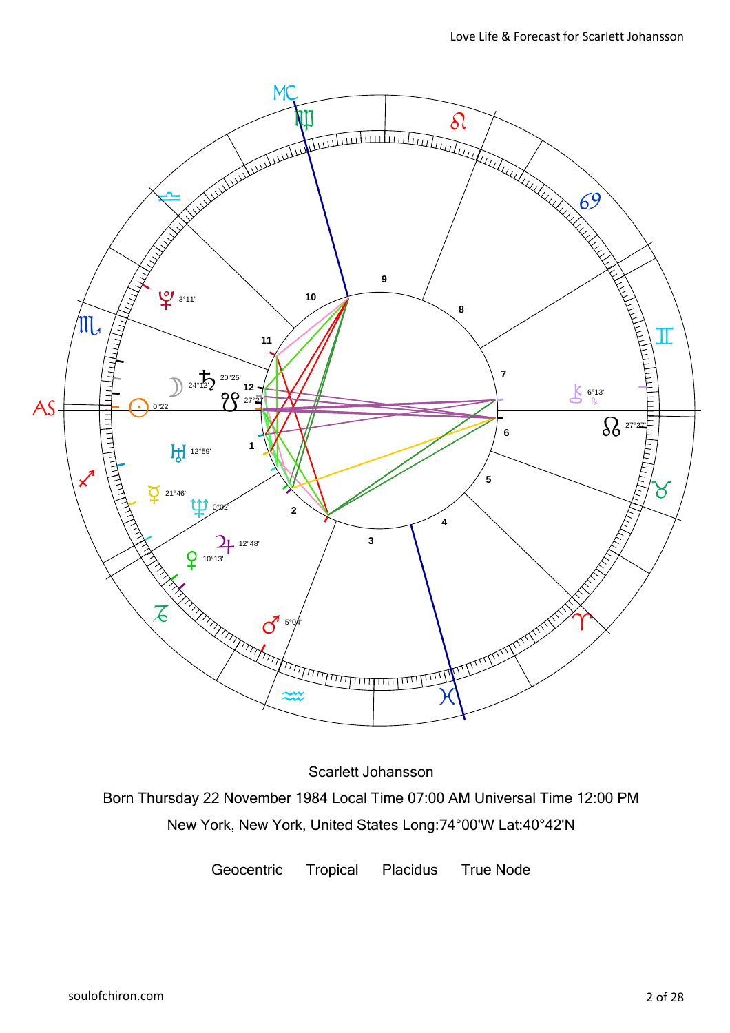MC

AS

Scarlett Johansson

Born Thursday 22 November 1984 Local Time 07:00 AM Universal Time 12:00 PM

New York, New York, United States Long:74°00'W Lat:40°42'N

Geocentric Tropical Placidus True Node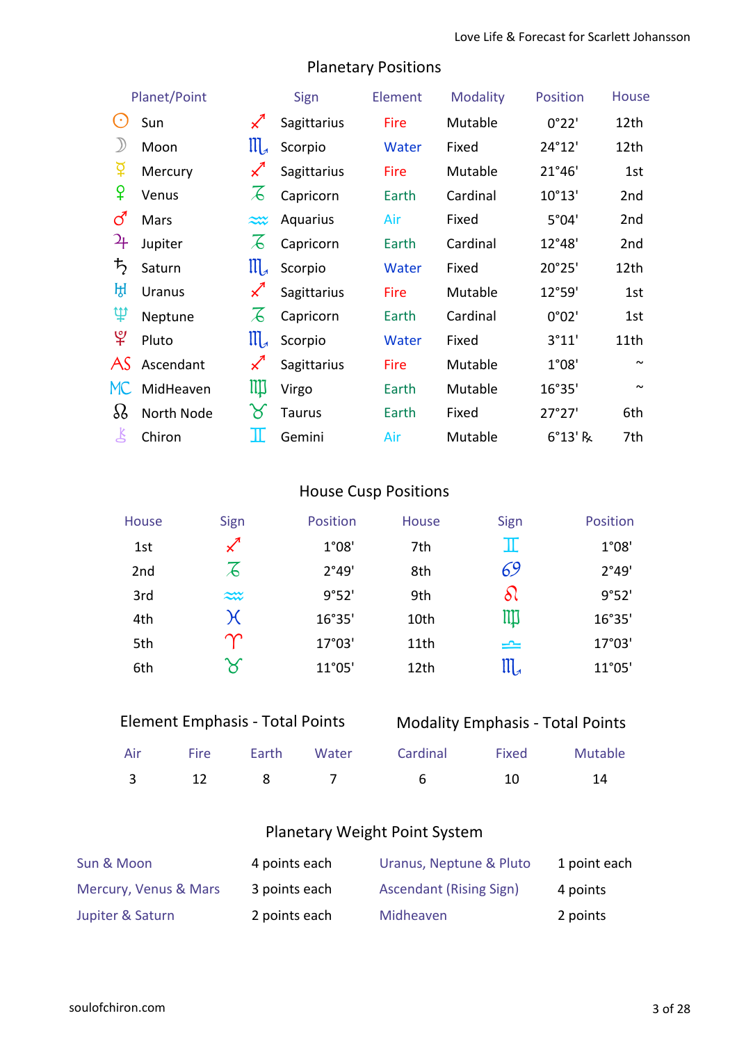## Planetary Positions

| Planet/Point | Sign | Element | Modality | Position | House |
|---|---|---|---|---|---|
| ☉ Sun | ♐ Sagittarius | Fire | Mutable | 0°22' | 12th |
| ☽ Moon | ♏ Scorpio | Water | Fixed | 24°12' | 12th |
| ☿ Mercury | ♐ Sagittarius | Fire | Mutable | 21°46' | 1st |
| ♀ Venus | ♑ Capricorn | Earth | Cardinal | 10°13' | 2nd |
| ♂ Mars | ♒ Aquarius | Air | Fixed | 5°04' | 2nd |
| ♃ Jupiter | ♑ Capricorn | Earth | Cardinal | 12°48' | 2nd |
| ♄ Saturn | ♏ Scorpio | Water | Fixed | 20°25' | 12th |
| ♅ Uranus | ♐ Sagittarius | Fire | Mutable | 12°59' | 1st |
| ♆ Neptune | ♑ Capricorn | Earth | Cardinal | 0°02' | 1st |
| ♇ Pluto | ♏ Scorpio | Water | Fixed | 3°11' | 11th |
| AS Ascendant | ♐ Sagittarius | Fire | Mutable | 1°08' | ~ |
| MC MidHeaven | ♍ Virgo | Earth | Mutable | 16°35' | ~ |
| ☊ North Node | ♉ Taurus | Earth | Fixed | 27°27' | 6th |
| ⚷ Chiron | ♊ Gemini | Air | Mutable | 6°13' ℞ | 7th |

## House Cusp Positions

| House | Sign | Position | House | Sign | Position |
|---|---|---|---|---|---|
| 1st | ♐ | 1°08' | 7th | ♊ | 1°08' |
| 2nd | ♑ | 2°49' | 8th | ♋ | 2°49' |
| 3rd | ♒ | 9°52' | 9th | ♌ | 9°52' |
| 4th | ♓ | 16°35' | 10th | ♍ | 16°35' |
| 5th | ♈ | 17°03' | 11th | ♎ | 17°03' |
| 6th | ♉ | 11°05' | 12th | ♏ | 11°05' |

## Element Emphasis - Total Points

| Air | Fire | Earth | Water |
|---|---|---|---|
| 3 | 12 | 8 | 7 |

## Modality Emphasis - Total Points

| Cardinal | Fixed | Mutable |
|---|---|---|
| 6 | 10 | 14 |

## Planetary Weight Point System

| | | | |
|---|---|---|---|
| Sun & Moon | 4 points each | Uranus, Neptune & Pluto | 1 point each |
| Mercury, Venus & Mars | 3 points each | Ascendant (Rising Sign) | 4 points |
| Jupiter & Saturn | 2 points each | Midheaven | 2 points |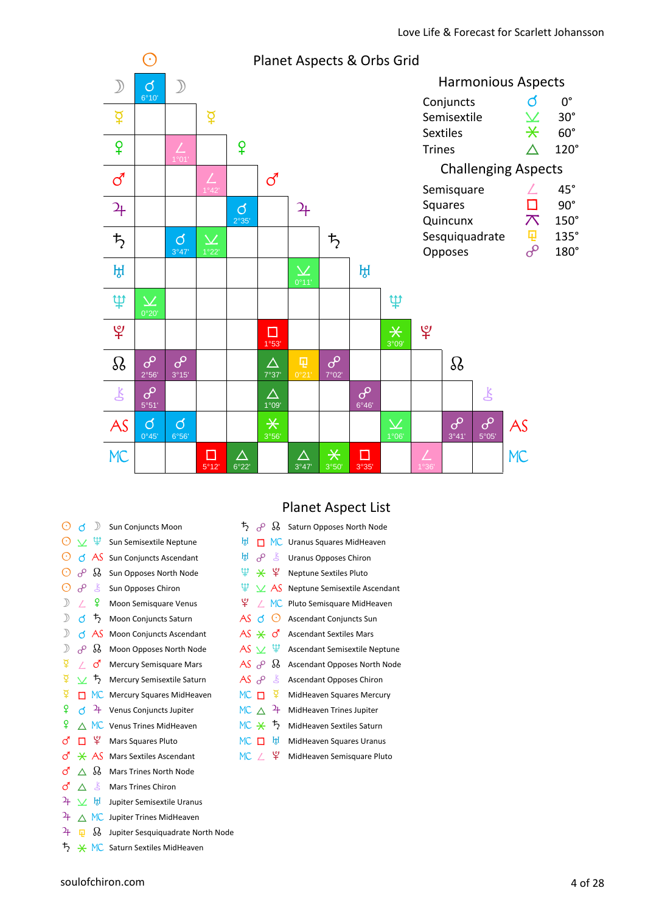## Planet Aspects & Orbs Grid

|  | ☉ | ☽ | ☿ | ♀ | ♂ | ♃ | ♄ | ♅ | ♆ | ♇ | ☊ | ⚷ | AS |
|---|---|---|---|---|---|---|---|---|---|---|---|---|---|
| ☽ | ☌ 6°10' | | | | | | | | | | | | |
| ☿ | | | | | | | | | | | | | |
| ♀ | | ∠ 1°01' | | | | | | | | | | | |
| ♂ | | | ∠ 1°42' | | | | | | | | | | |
| ♃ | | | | ☌ 2°35' | | | | | | | | | |
| ♄ | | ☌ 3°47' | ⚺ 1°22' | | | | | | | | | | |
| ♅ | | | | | | ⚺ 0°11' | | | | | | | |
| ♆ | ⚺ 0°20' | | | | | | | | | | | | |
| ♇ | | | | | □ 1°53' | | | | ⚹ 3°09' | | | | |
| ☊ | ☍ 2°56' | ☍ 3°15' | | | △ 7°37' | ⚼ 0°21' | ☍ 7°02' | | | | | | |
| ⚷ | ☍ 5°51' | | | | △ 1°09' | | | ☍ 6°46' | | | | | |
| AS | ☌ 0°45' | ☌ 6°56' | | | ⚹ 3°56' | | | | ⚺ 1°06' | | ☍ 3°41' | ☍ 5°05' | |
| MC | | | □ 5°12' | △ 6°22' | | △ 3°47' | ⚹ 3°50' | □ 3°35' | | ∠ 1°36' | | | |

### Harmonious Aspects

| Aspect | Symbol | Degrees |
|---|---|---|
| Conjuncts | ☌ | 0° |
| Semisextile | ⚺ | 30° |
| Sextiles | ⚹ | 60° |
| Trines | △ | 120° |

### Challenging Aspects

| Aspect | Symbol | Degrees |
|---|---|---|
| Semisquare | ∠ | 45° |
| Squares | □ | 90° |
| Quincunx | ⚻ | 150° |
| Sesquiquadrate | ⚼ | 135° |
| Opposes | ☍ | 180° |

## Planet Aspect List

- ☉ ☌ ☽ Sun Conjuncts Moon
- ☉ ⚺ ♆ Sun Semisextile Neptune
- ☉ ☌ AS Sun Conjuncts Ascendant
- ☉ ☍ ☊ Sun Opposes North Node
- ☉ ☍ ⚷ Sun Opposes Chiron
- ☽ ∠ ♀ Moon Semisquare Venus
- ☽ ☌ ♄ Moon Conjuncts Saturn
- ☽ ☌ AS Moon Conjuncts Ascendant
- ☽ ☍ ☊ Moon Opposes North Node
- ☿ ∠ ♂ Mercury Semisquare Mars
- ☿ ⚺ ♄ Mercury Semisextile Saturn
- ☿ □ MC Mercury Squares MidHeaven
- ♀ ☌ ♃ Venus Conjuncts Jupiter
- ♀ △ MC Venus Trines MidHeaven
- ♂ □ ♇ Mars Squares Pluto
- ♂ ⚹ AS Mars Sextiles Ascendant
- ♂ △ ☊ Mars Trines North Node
- ♂ △ ⚷ Mars Trines Chiron
- ♃ ⚺ ♅ Jupiter Semisextile Uranus
- ♃ △ MC Jupiter Trines MidHeaven
- ♃ ⚼ ☊ Jupiter Sesquiquadrate North Node
- ♄ ⚹ MC Saturn Sextiles MidHeaven
- ♄ ☍ ☊ Saturn Opposes North Node
- ♅ □ MC Uranus Squares MidHeaven
- ♅ ☍ ⚷ Uranus Opposes Chiron
- ♆ ⚹ ♇ Neptune Sextiles Pluto
- ♆ ⚺ AS Neptune Semisextile Ascendant
- ♇ ∠ MC Pluto Semisquare MidHeaven
- AS ☌ ☉ Ascendant Conjuncts Sun
- AS ⚹ ♂ Ascendant Sextiles Mars
- AS ⚺ ♆ Ascendant Semisextile Neptune
- AS ☍ ☊ Ascendant Opposes North Node
- AS ☍ ⚷ Ascendant Opposes Chiron
- MC □ ☿ MidHeaven Squares Mercury
- MC △ ♃ MidHeaven Trines Jupiter
- MC ⚹ ♄ MidHeaven Sextiles Saturn
- MC □ ♅ MidHeaven Squares Uranus
- MC ∠ ♇ MidHeaven Semisquare Pluto

soulofchiron.com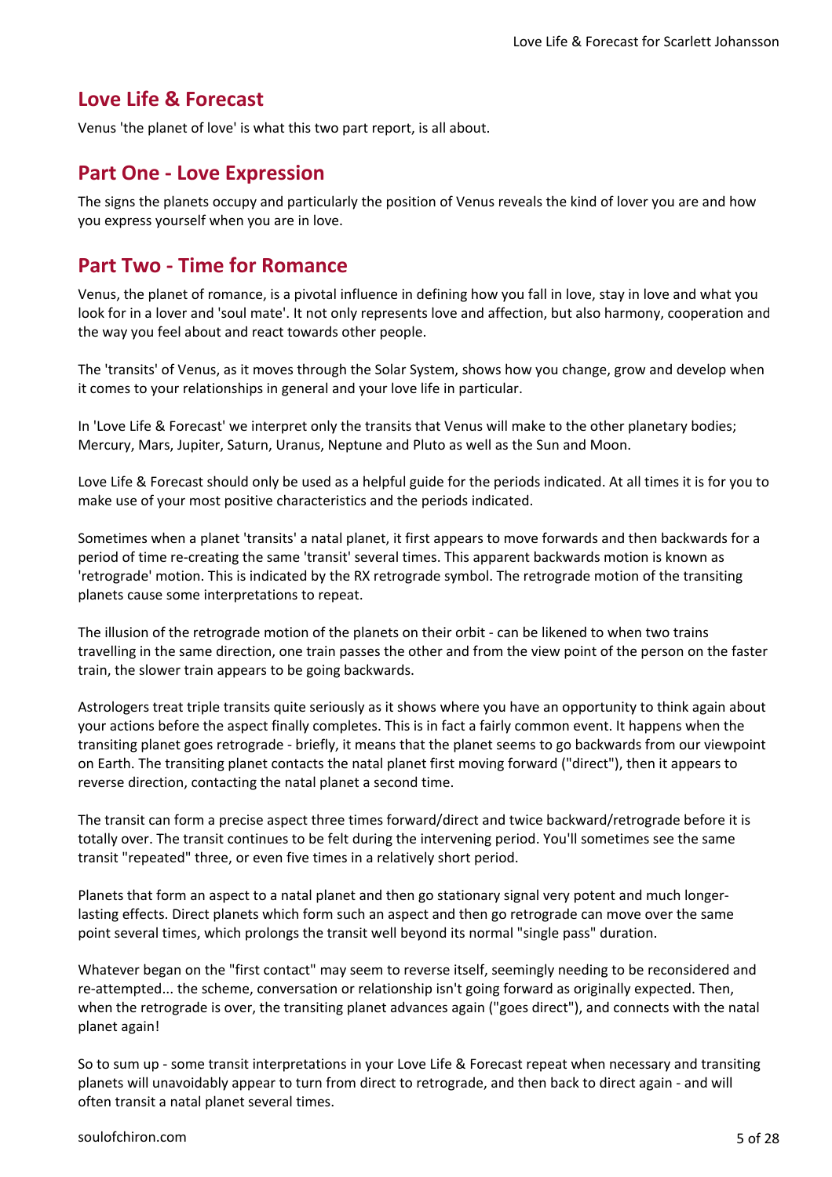## Love Life & Forecast

Venus 'the planet of love' is what this two part report, is all about.

## Part One - Love Expression

The signs the planets occupy and particularly the position of Venus reveals the kind of lover you are and how you express yourself when you are in love.

## Part Two - Time for Romance

Venus, the planet of romance, is a pivotal influence in defining how you fall in love, stay in love and what you look for in a lover and 'soul mate'. It not only represents love and affection, but also harmony, cooperation and the way you feel about and react towards other people.

The 'transits' of Venus, as it moves through the Solar System, shows how you change, grow and develop when it comes to your relationships in general and your love life in particular.

In 'Love Life & Forecast' we interpret only the transits that Venus will make to the other planetary bodies; Mercury, Mars, Jupiter, Saturn, Uranus, Neptune and Pluto as well as the Sun and Moon.

Love Life & Forecast should only be used as a helpful guide for the periods indicated. At all times it is for you to make use of your most positive characteristics and the periods indicated.

Sometimes when a planet 'transits' a natal planet, it first appears to move forwards and then backwards for a period of time re-creating the same 'transit' several times. This apparent backwards motion is known as 'retrograde' motion. This is indicated by the RX retrograde symbol. The retrograde motion of the transiting planets cause some interpretations to repeat.

The illusion of the retrograde motion of the planets on their orbit - can be likened to when two trains travelling in the same direction, one train passes the other and from the view point of the person on the faster train, the slower train appears to be going backwards.

Astrologers treat triple transits quite seriously as it shows where you have an opportunity to think again about your actions before the aspect finally completes. This is in fact a fairly common event. It happens when the transiting planet goes retrograde - briefly, it means that the planet seems to go backwards from our viewpoint on Earth. The transiting planet contacts the natal planet first moving forward ("direct"), then it appears to reverse direction, contacting the natal planet a second time.

The transit can form a precise aspect three times forward/direct and twice backward/retrograde before it is totally over. The transit continues to be felt during the intervening period. You'll sometimes see the same transit "repeated" three, or even five times in a relatively short period.

Planets that form an aspect to a natal planet and then go stationary signal very potent and much longer-lasting effects. Direct planets which form such an aspect and then go retrograde can move over the same point several times, which prolongs the transit well beyond its normal "single pass" duration.

Whatever began on the "first contact" may seem to reverse itself, seemingly needing to be reconsidered and re-attempted... the scheme, conversation or relationship isn't going forward as originally expected. Then, when the retrograde is over, the transiting planet advances again ("goes direct"), and connects with the natal planet again!

So to sum up - some transit interpretations in your Love Life & Forecast repeat when necessary and transiting planets will unavoidably appear to turn from direct to retrograde, and then back to direct again - and will often transit a natal planet several times.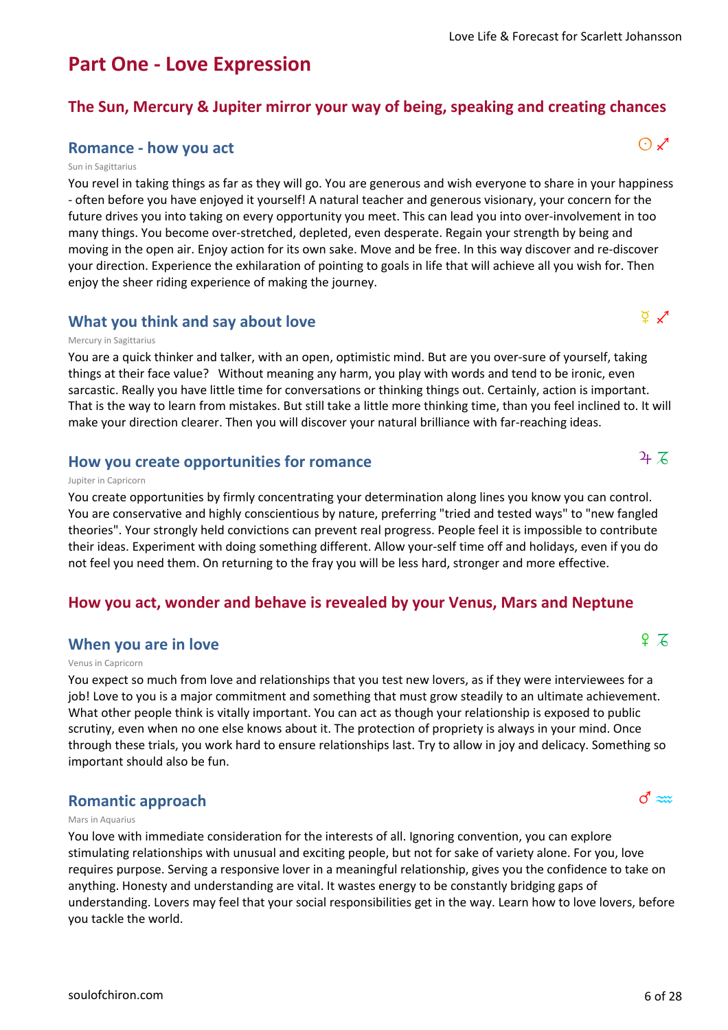# Part One - Love Expression

## The Sun, Mercury & Jupiter mirror your way of being, speaking and creating chances

### Romance - how you act

☉ ♐

Sun in Sagittarius

You revel in taking things as far as they will go. You are generous and wish everyone to share in your happiness - often before you have enjoyed it yourself! A natural teacher and generous visionary, your concern for the future drives you into taking on every opportunity you meet. This can lead you into over-involvement in too many things. You become over-stretched, depleted, even desperate. Regain your strength by being and moving in the open air. Enjoy action for its own sake. Move and be free. In this way discover and re-discover your direction. Experience the exhilaration of pointing to goals in life that will achieve all you wish for. Then enjoy the sheer riding experience of making the journey.

### What you think and say about love

☿ ♐

Mercury in Sagittarius

You are a quick thinker and talker, with an open, optimistic mind. But are you over-sure of yourself, taking things at their face value? Without meaning any harm, you play with words and tend to be ironic, even sarcastic. Really you have little time for conversations or thinking things out. Certainly, action is important. That is the way to learn from mistakes. But still take a little more thinking time, than you feel inclined to. It will make your direction clearer. Then you will discover your natural brilliance with far-reaching ideas.

### How you create opportunities for romance

♃ ♑

Jupiter in Capricorn

You create opportunities by firmly concentrating your determination along lines you know you can control. You are conservative and highly conscientious by nature, preferring "tried and tested ways" to "new fangled theories". Your strongly held convictions can prevent real progress. People feel it is impossible to contribute their ideas. Experiment with doing something different. Allow your-self time off and holidays, even if you do not feel you need them. On returning to the fray you will be less hard, stronger and more effective.

## How you act, wonder and behave is revealed by your Venus, Mars and Neptune

### When you are in love

♀ ♑

Venus in Capricorn

You expect so much from love and relationships that you test new lovers, as if they were interviewees for a job! Love to you is a major commitment and something that must grow steadily to an ultimate achievement. What other people think is vitally important. You can act as though your relationship is exposed to public scrutiny, even when no one else knows about it. The protection of propriety is always in your mind. Once through these trials, you work hard to ensure relationships last. Try to allow in joy and delicacy. Something so important should also be fun.

### Romantic approach

♂ ♒

Mars in Aquarius

You love with immediate consideration for the interests of all. Ignoring convention, you can explore stimulating relationships with unusual and exciting people, but not for sake of variety alone. For you, love requires purpose. Serving a responsive lover in a meaningful relationship, gives you the confidence to take on anything. Honesty and understanding are vital. It wastes energy to be constantly bridging gaps of understanding. Lovers may feel that your social responsibilities get in the way. Learn how to love lovers, before you tackle the world.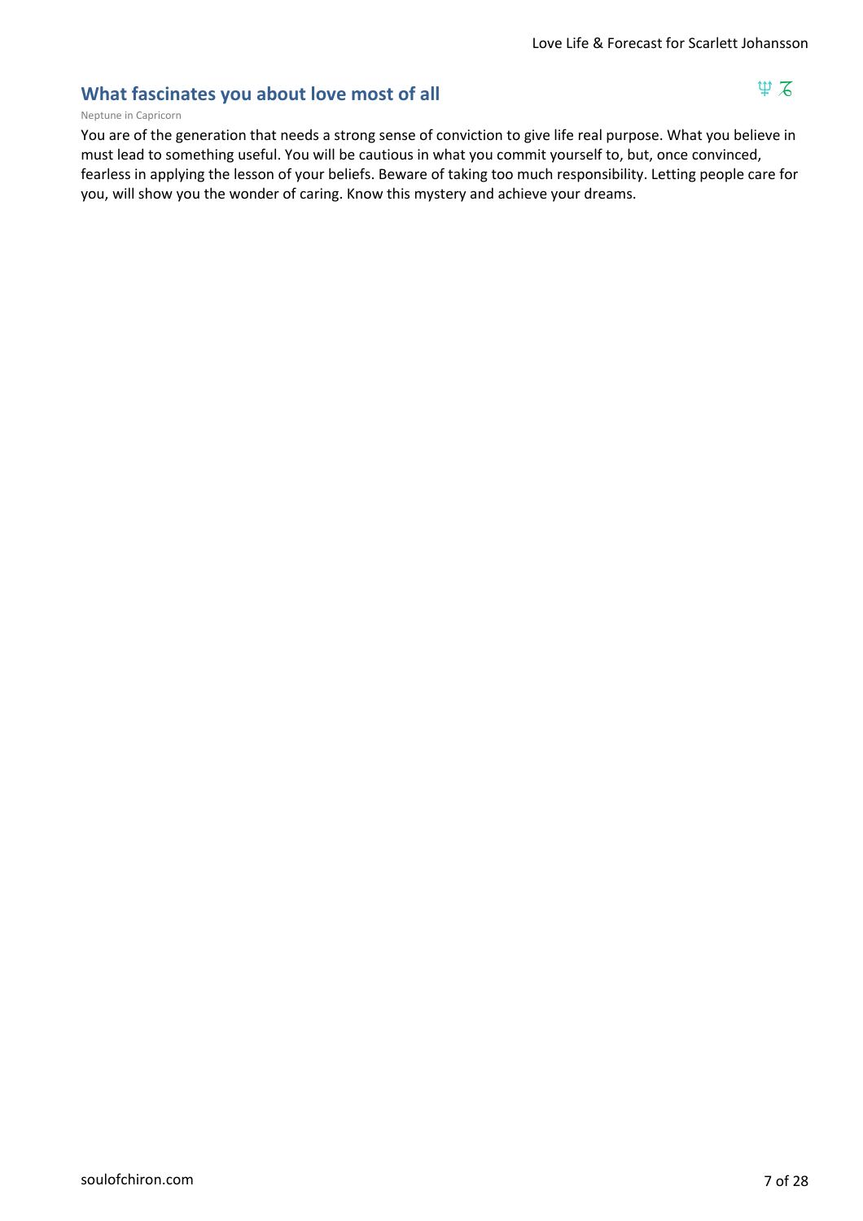## What fascinates you about love most of all

♆ ♑

Neptune in Capricorn

You are of the generation that needs a strong sense of conviction to give life real purpose. What you believe in must lead to something useful. You will be cautious in what you commit yourself to, but, once convinced, fearless in applying the lesson of your beliefs. Beware of taking too much responsibility. Letting people care for you, will show you the wonder of caring. Know this mystery and achieve your dreams.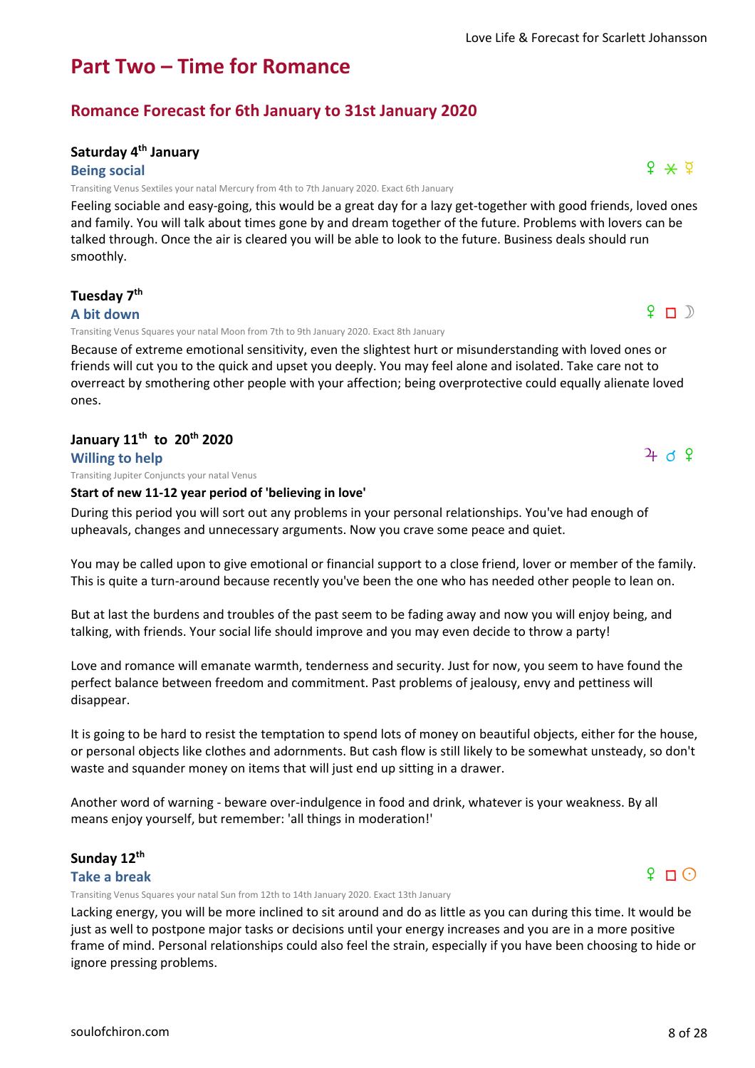# Part Two – Time for Romance

## Romance Forecast for 6th January to 31st January 2020

### Saturday 4th January

#### Being social

♀ ⚹ ☿

Transiting Venus Sextiles your natal Mercury from 4th to 7th January 2020. Exact 6th January

Feeling sociable and easy-going, this would be a great day for a lazy get-together with good friends, loved ones and family. You will talk about times gone by and dream together of the future. Problems with lovers can be talked through. Once the air is cleared you will be able to look to the future. Business deals should run smoothly.

### Tuesday 7th

#### A bit down

♀ □ ☽

Transiting Venus Squares your natal Moon from 7th to 9th January 2020. Exact 8th January

Because of extreme emotional sensitivity, even the slightest hurt or misunderstanding with loved ones or friends will cut you to the quick and upset you deeply. You may feel alone and isolated. Take care not to overreact by smothering other people with your affection; being overprotective could equally alienate loved ones.

### January 11th to 20th 2020

#### Willing to help

♃ ☌ ♀

Transiting Jupiter Conjuncts your natal Venus

**Start of new 11-12 year period of 'believing in love'**

During this period you will sort out any problems in your personal relationships. You've had enough of upheavals, changes and unnecessary arguments. Now you crave some peace and quiet.

You may be called upon to give emotional or financial support to a close friend, lover or member of the family. This is quite a turn-around because recently you've been the one who has needed other people to lean on.

But at last the burdens and troubles of the past seem to be fading away and now you will enjoy being, and talking, with friends. Your social life should improve and you may even decide to throw a party!

Love and romance will emanate warmth, tenderness and security. Just for now, you seem to have found the perfect balance between freedom and commitment. Past problems of jealousy, envy and pettiness will disappear.

It is going to be hard to resist the temptation to spend lots of money on beautiful objects, either for the house, or personal objects like clothes and adornments. But cash flow is still likely to be somewhat unsteady, so don't waste and squander money on items that will just end up sitting in a drawer.

Another word of warning - beware over-indulgence in food and drink, whatever is your weakness. By all means enjoy yourself, but remember: 'all things in moderation!'

### Sunday 12th

#### Take a break

♀ □ ☉

Transiting Venus Squares your natal Sun from 12th to 14th January 2020. Exact 13th January

Lacking energy, you will be more inclined to sit around and do as little as you can during this time. It would be just as well to postpone major tasks or decisions until your energy increases and you are in a more positive frame of mind. Personal relationships could also feel the strain, especially if you have been choosing to hide or ignore pressing problems.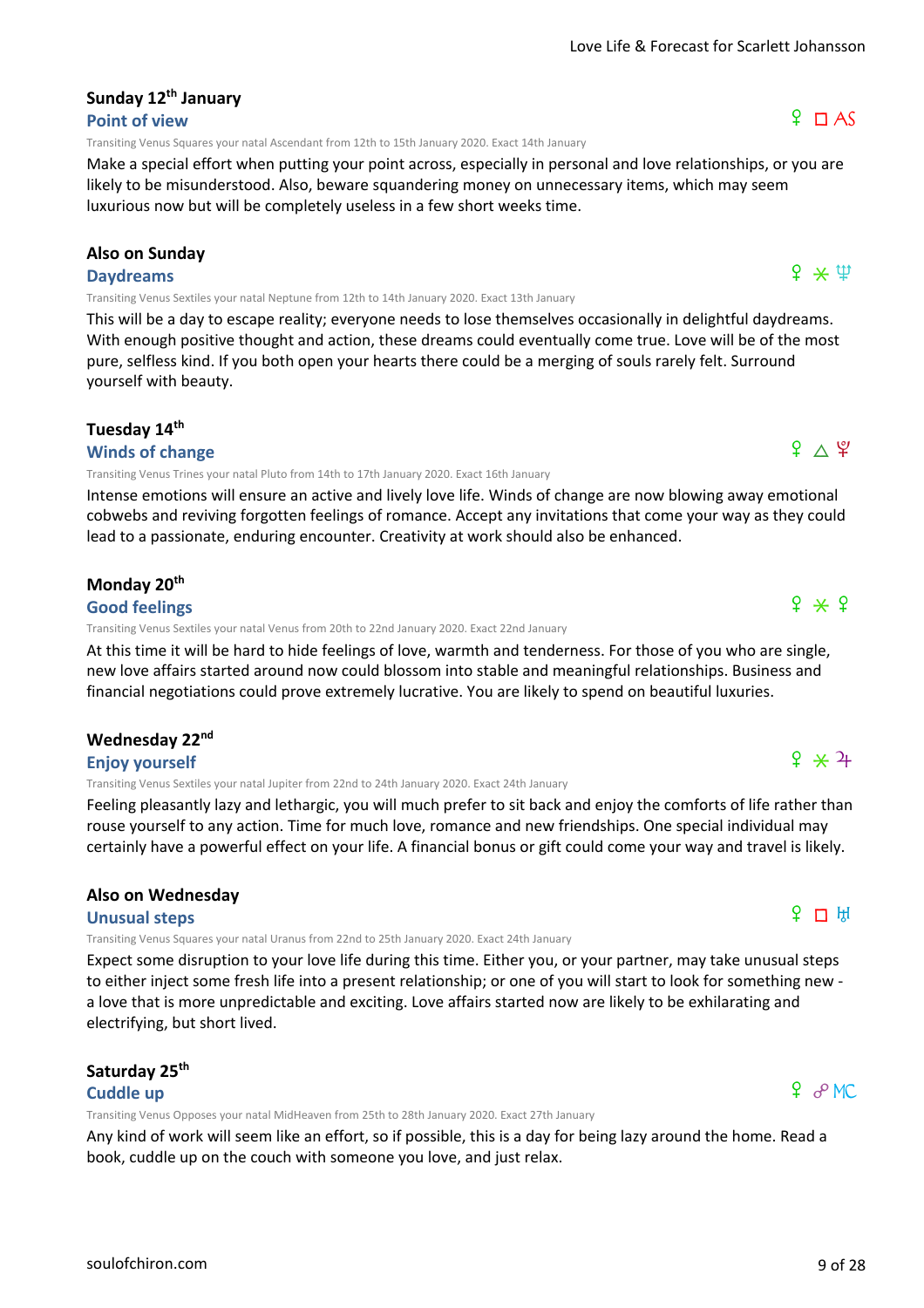### Sunday 12th January

**Point of view** ♀ □ AS

Transiting Venus Squares your natal Ascendant from 12th to 15th January 2020. Exact 14th January

Make a special effort when putting your point across, especially in personal and love relationships, or you are likely to be misunderstood. Also, beware squandering money on unnecessary items, which may seem luxurious now but will be completely useless in a few short weeks time.

### Also on Sunday

**Daydreams** ♀ ⚹ ♆

Transiting Venus Sextiles your natal Neptune from 12th to 14th January 2020. Exact 13th January

This will be a day to escape reality; everyone needs to lose themselves occasionally in delightful daydreams. With enough positive thought and action, these dreams could eventually come true. Love will be of the most pure, selfless kind. If you both open your hearts there could be a merging of souls rarely felt. Surround yourself with beauty.

### Tuesday 14th

**Winds of change** ♀ △ ♇

Transiting Venus Trines your natal Pluto from 14th to 17th January 2020. Exact 16th January

Intense emotions will ensure an active and lively love life. Winds of change are now blowing away emotional cobwebs and reviving forgotten feelings of romance. Accept any invitations that come your way as they could lead to a passionate, enduring encounter. Creativity at work should also be enhanced.

### Monday 20th

**Good feelings** ♀ ⚹ ♀

Transiting Venus Sextiles your natal Venus from 20th to 22nd January 2020. Exact 22nd January

At this time it will be hard to hide feelings of love, warmth and tenderness. For those of you who are single, new love affairs started around now could blossom into stable and meaningful relationships. Business and financial negotiations could prove extremely lucrative. You are likely to spend on beautiful luxuries.

### Wednesday 22nd

**Enjoy yourself** ♀ ⚹ ♃

Transiting Venus Sextiles your natal Jupiter from 22nd to 24th January 2020. Exact 24th January

Feeling pleasantly lazy and lethargic, you will much prefer to sit back and enjoy the comforts of life rather than rouse yourself to any action. Time for much love, romance and new friendships. One special individual may certainly have a powerful effect on your life. A financial bonus or gift could come your way and travel is likely.

### Also on Wednesday

**Unusual steps** ♀ □ ♅

Transiting Venus Squares your natal Uranus from 22nd to 25th January 2020. Exact 24th January

Expect some disruption to your love life during this time. Either you, or your partner, may take unusual steps to either inject some fresh life into a present relationship; or one of you will start to look for something new - a love that is more unpredictable and exciting. Love affairs started now are likely to be exhilarating and electrifying, but short lived.

### Saturday 25th

**Cuddle up** ♀ ☍ MC

Transiting Venus Opposes your natal MidHeaven from 25th to 28th January 2020. Exact 27th January

Any kind of work will seem like an effort, so if possible, this is a day for being lazy around the home. Read a book, cuddle up on the couch with someone you love, and just relax.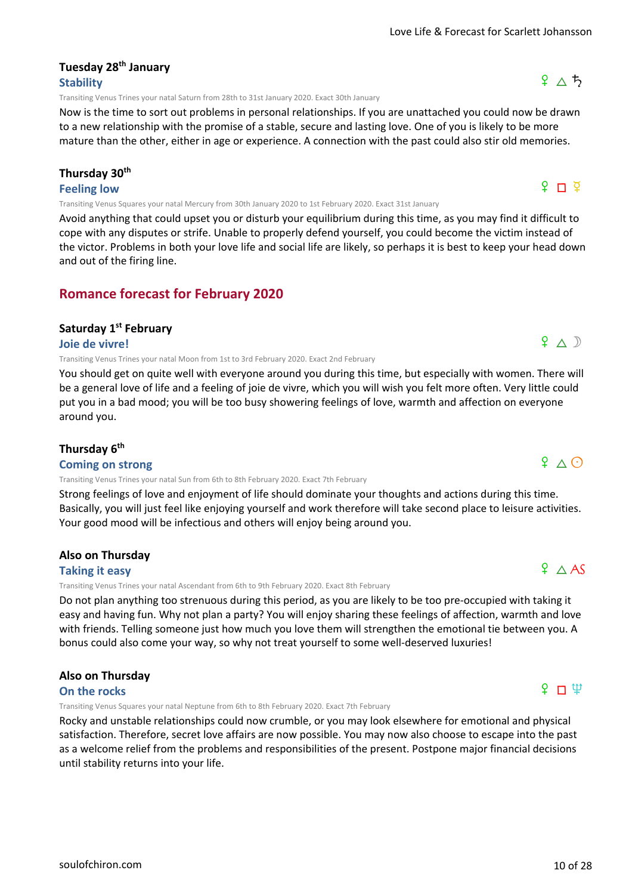### Tuesday 28th January

**Stability**

♀ △ ♄

Transiting Venus Trines your natal Saturn from 28th to 31st January 2020. Exact 30th January

Now is the time to sort out problems in personal relationships. If you are unattached you could now be drawn to a new relationship with the promise of a stable, secure and lasting love. One of you is likely to be more mature than the other, either in age or experience. A connection with the past could also stir old memories.

### Thursday 30th

**Feeling low**

♀ □ ☿

Transiting Venus Squares your natal Mercury from 30th January 2020 to 1st February 2020. Exact 31st January

Avoid anything that could upset you or disturb your equilibrium during this time, as you may find it difficult to cope with any disputes or strife. Unable to properly defend yourself, you could become the victim instead of the victor. Problems in both your love life and social life are likely, so perhaps it is best to keep your head down and out of the firing line.

## Romance forecast for February 2020

### Saturday 1st February

**Joie de vivre!**

♀ △ ☽

Transiting Venus Trines your natal Moon from 1st to 3rd February 2020. Exact 2nd February

You should get on quite well with everyone around you during this time, but especially with women. There will be a general love of life and a feeling of joie de vivre, which you will wish you felt more often. Very little could put you in a bad mood; you will be too busy showering feelings of love, warmth and affection on everyone around you.

### Thursday 6th

**Coming on strong**

♀ △ ☉

Transiting Venus Trines your natal Sun from 6th to 8th February 2020. Exact 7th February

Strong feelings of love and enjoyment of life should dominate your thoughts and actions during this time. Basically, you will just feel like enjoying yourself and work therefore will take second place to leisure activities. Your good mood will be infectious and others will enjoy being around you.

### Also on Thursday

**Taking it easy**

♀ △ AS

Transiting Venus Trines your natal Ascendant from 6th to 9th February 2020. Exact 8th February

Do not plan anything too strenuous during this period, as you are likely to be too pre-occupied with taking it easy and having fun. Why not plan a party? You will enjoy sharing these feelings of affection, warmth and love with friends. Telling someone just how much you love them will strengthen the emotional tie between you. A bonus could also come your way, so why not treat yourself to some well-deserved luxuries!

### Also on Thursday

**On the rocks**

♀ □ ♆

Transiting Venus Squares your natal Neptune from 6th to 8th February 2020. Exact 7th February

Rocky and unstable relationships could now crumble, or you may look elsewhere for emotional and physical satisfaction. Therefore, secret love affairs are now possible. You may now also choose to escape into the past as a welcome relief from the problems and responsibilities of the present. Postpone major financial decisions until stability returns into your life.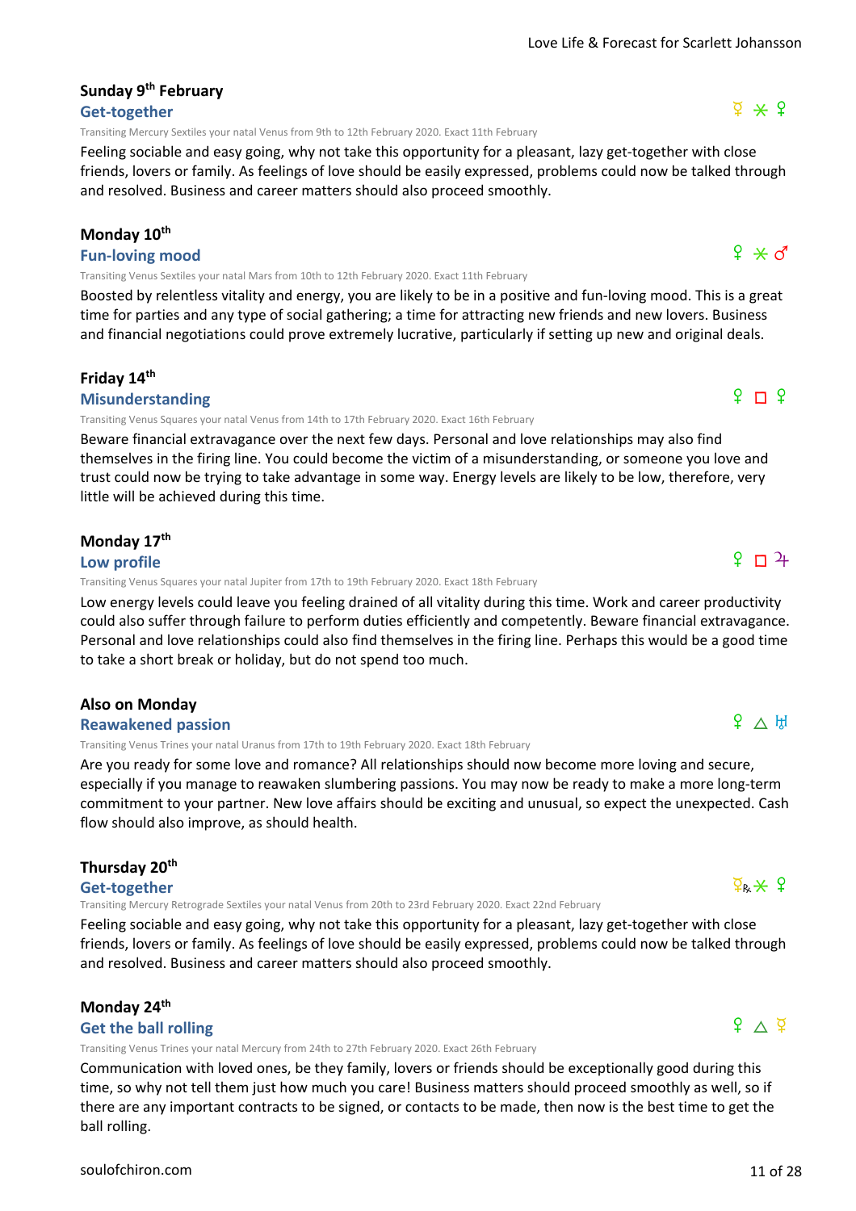### Sunday 9th February

#### Get-together

☿ ⚹ ♀

Transiting Mercury Sextiles your natal Venus from 9th to 12th February 2020. Exact 11th February

Feeling sociable and easy going, why not take this opportunity for a pleasant, lazy get-together with close friends, lovers or family. As feelings of love should be easily expressed, problems could now be talked through and resolved. Business and career matters should also proceed smoothly.

### Monday 10th

#### Fun-loving mood

♀ ⚹ ♂

Transiting Venus Sextiles your natal Mars from 10th to 12th February 2020. Exact 11th February

Boosted by relentless vitality and energy, you are likely to be in a positive and fun-loving mood. This is a great time for parties and any type of social gathering; a time for attracting new friends and new lovers. Business and financial negotiations could prove extremely lucrative, particularly if setting up new and original deals.

### Friday 14th

#### Misunderstanding

♀ □ ♀

Transiting Venus Squares your natal Venus from 14th to 17th February 2020. Exact 16th February

Beware financial extravagance over the next few days. Personal and love relationships may also find themselves in the firing line. You could become the victim of a misunderstanding, or someone you love and trust could now be trying to take advantage in some way. Energy levels are likely to be low, therefore, very little will be achieved during this time.

### Monday 17th

#### Low profile

♀ □ ♃

Transiting Venus Squares your natal Jupiter from 17th to 19th February 2020. Exact 18th February

Low energy levels could leave you feeling drained of all vitality during this time. Work and career productivity could also suffer through failure to perform duties efficiently and competently. Beware financial extravagance. Personal and love relationships could also find themselves in the firing line. Perhaps this would be a good time to take a short break or holiday, but do not spend too much.

### Also on Monday

#### Reawakened passion

♀ △ ♅

Transiting Venus Trines your natal Uranus from 17th to 19th February 2020. Exact 18th February

Are you ready for some love and romance? All relationships should now become more loving and secure, especially if you manage to reawaken slumbering passions. You may now be ready to make a more long-term commitment to your partner. New love affairs should be exciting and unusual, so expect the unexpected. Cash flow should also improve, as should health.

### Thursday 20th

#### Get-together

☿℞ ⚹ ♀

Transiting Mercury Retrograde Sextiles your natal Venus from 20th to 23rd February 2020. Exact 22nd February

Feeling sociable and easy going, why not take this opportunity for a pleasant, lazy get-together with close friends, lovers or family. As feelings of love should be easily expressed, problems could now be talked through and resolved. Business and career matters should also proceed smoothly.

### Monday 24th

#### Get the ball rolling

♀ △ ☿

Transiting Venus Trines your natal Mercury from 24th to 27th February 2020. Exact 26th February

Communication with loved ones, be they family, lovers or friends should be exceptionally good during this time, so why not tell them just how much you care! Business matters should proceed smoothly as well, so if there are any important contracts to be signed, or contacts to be made, then now is the best time to get the ball rolling.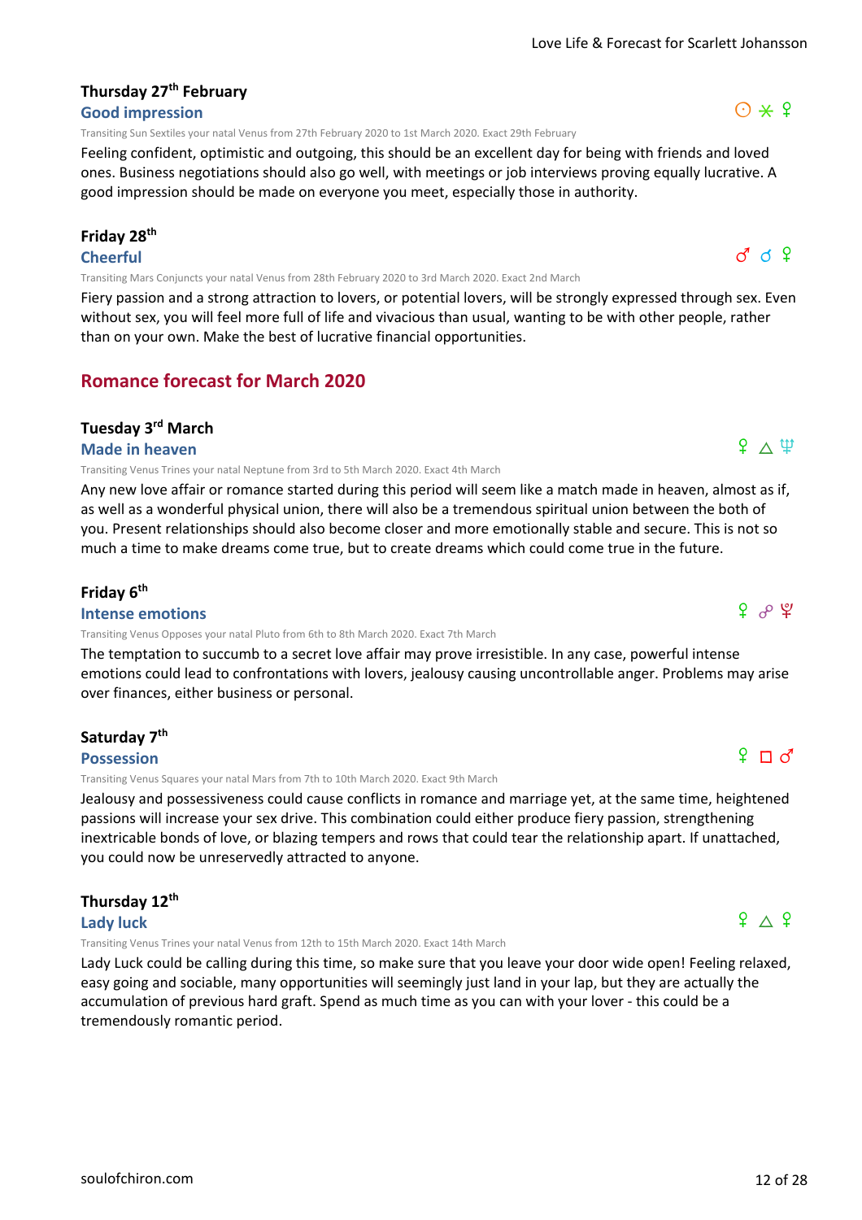### Thursday 27th February

**Good impression** ☉ ⚹ ♀

Transiting Sun Sextiles your natal Venus from 27th February 2020 to 1st March 2020. Exact 29th February

Feeling confident, optimistic and outgoing, this should be an excellent day for being with friends and loved ones. Business negotiations should also go well, with meetings or job interviews proving equally lucrative. A good impression should be made on everyone you meet, especially those in authority.

### Friday 28th

**Cheerful** ♂ ☌ ♀

Transiting Mars Conjuncts your natal Venus from 28th February 2020 to 3rd March 2020. Exact 2nd March

Fiery passion and a strong attraction to lovers, or potential lovers, will be strongly expressed through sex. Even without sex, you will feel more full of life and vivacious than usual, wanting to be with other people, rather than on your own. Make the best of lucrative financial opportunities.

## Romance forecast for March 2020

### Tuesday 3rd March

**Made in heaven** ♀ △ ♆

Transiting Venus Trines your natal Neptune from 3rd to 5th March 2020. Exact 4th March

Any new love affair or romance started during this period will seem like a match made in heaven, almost as if, as well as a wonderful physical union, there will also be a tremendous spiritual union between the both of you. Present relationships should also become closer and more emotionally stable and secure. This is not so much a time to make dreams come true, but to create dreams which could come true in the future.

### Friday 6th

**Intense emotions** ♀ ☍ ♇

Transiting Venus Opposes your natal Pluto from 6th to 8th March 2020. Exact 7th March

The temptation to succumb to a secret love affair may prove irresistible. In any case, powerful intense emotions could lead to confrontations with lovers, jealousy causing uncontrollable anger. Problems may arise over finances, either business or personal.

### Saturday 7th

**Possession** ♀ □ ♂

Transiting Venus Squares your natal Mars from 7th to 10th March 2020. Exact 9th March

Jealousy and possessiveness could cause conflicts in romance and marriage yet, at the same time, heightened passions will increase your sex drive. This combination could either produce fiery passion, strengthening inextricable bonds of love, or blazing tempers and rows that could tear the relationship apart. If unattached, you could now be unreservedly attracted to anyone.

### Thursday 12th

**Lady luck** ♀ △ ♀

Transiting Venus Trines your natal Venus from 12th to 15th March 2020. Exact 14th March

Lady Luck could be calling during this time, so make sure that you leave your door wide open! Feeling relaxed, easy going and sociable, many opportunities will seemingly just land in your lap, but they are actually the accumulation of previous hard graft. Spend as much time as you can with your lover - this could be a tremendously romantic period.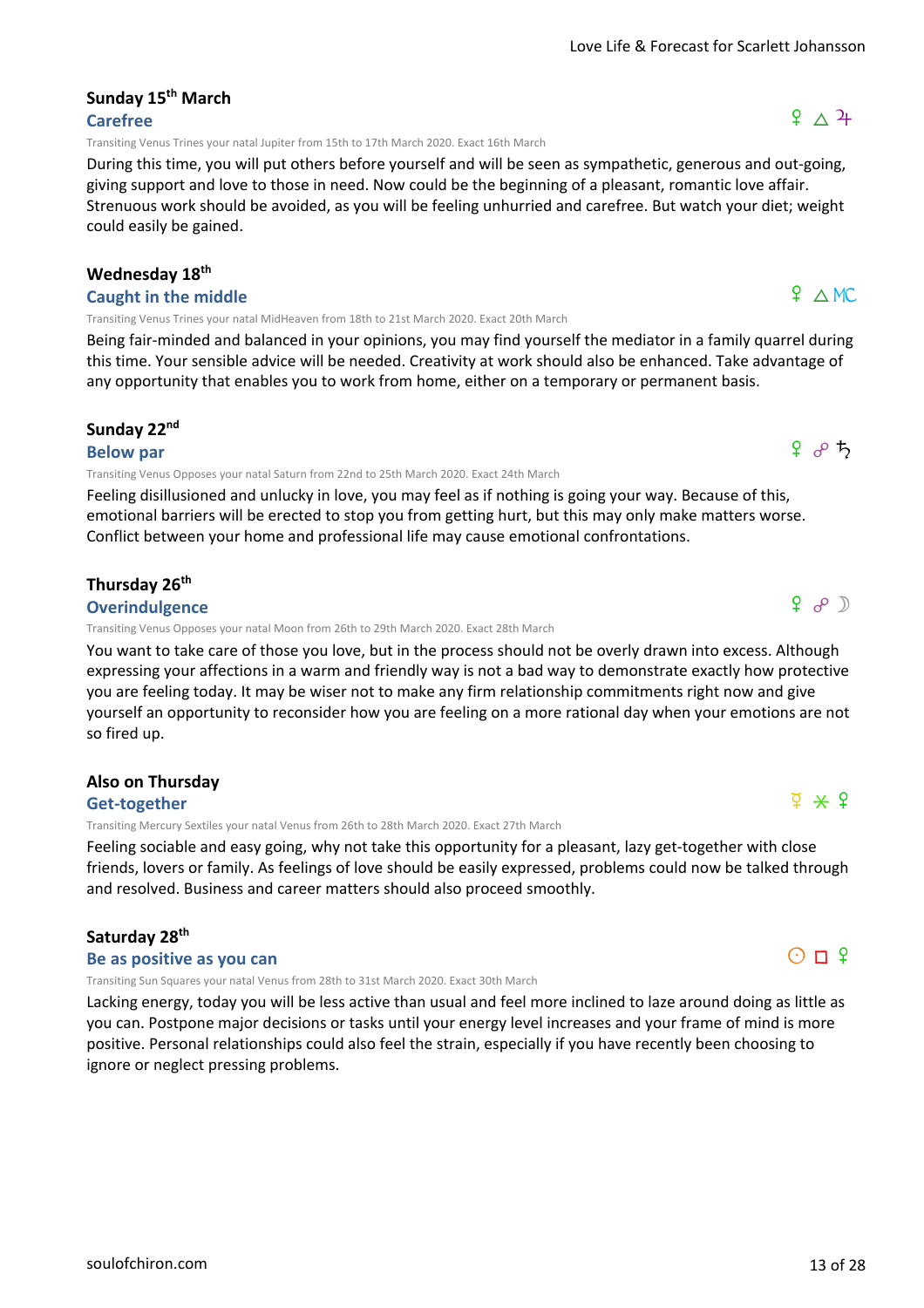### Sunday 15th March

#### Carefree

♀ △ ♃

Transiting Venus Trines your natal Jupiter from 15th to 17th March 2020. Exact 16th March

During this time, you will put others before yourself and will be seen as sympathetic, generous and out-going, giving support and love to those in need. Now could be the beginning of a pleasant, romantic love affair. Strenuous work should be avoided, as you will be feeling unhurried and carefree. But watch your diet; weight could easily be gained.

### Wednesday 18th

#### Caught in the middle

♀ △ MC

Transiting Venus Trines your natal MidHeaven from 18th to 21st March 2020. Exact 20th March

Being fair-minded and balanced in your opinions, you may find yourself the mediator in a family quarrel during this time. Your sensible advice will be needed. Creativity at work should also be enhanced. Take advantage of any opportunity that enables you to work from home, either on a temporary or permanent basis.

### Sunday 22nd

#### Below par

♀ ☍ ♄

Transiting Venus Opposes your natal Saturn from 22nd to 25th March 2020. Exact 24th March

Feeling disillusioned and unlucky in love, you may feel as if nothing is going your way. Because of this, emotional barriers will be erected to stop you from getting hurt, but this may only make matters worse. Conflict between your home and professional life may cause emotional confrontations.

### Thursday 26th

#### Overindulgence

♀ ☍ ☽

Transiting Venus Opposes your natal Moon from 26th to 29th March 2020. Exact 28th March

You want to take care of those you love, but in the process should not be overly drawn into excess. Although expressing your affections in a warm and friendly way is not a bad way to demonstrate exactly how protective you are feeling today. It may be wiser not to make any firm relationship commitments right now and give yourself an opportunity to reconsider how you are feeling on a more rational day when your emotions are not so fired up.

### Also on Thursday

#### Get-together

☿ ⚹ ♀

Transiting Mercury Sextiles your natal Venus from 26th to 28th March 2020. Exact 27th March

Feeling sociable and easy going, why not take this opportunity for a pleasant, lazy get-together with close friends, lovers or family. As feelings of love should be easily expressed, problems could now be talked through and resolved. Business and career matters should also proceed smoothly.

### Saturday 28th

#### Be as positive as you can

☉ □ ♀

Transiting Sun Squares your natal Venus from 28th to 31st March 2020. Exact 30th March

Lacking energy, today you will be less active than usual and feel more inclined to laze around doing as little as you can. Postpone major decisions or tasks until your energy level increases and your frame of mind is more positive. Personal relationships could also feel the strain, especially if you have recently been choosing to ignore or neglect pressing problems.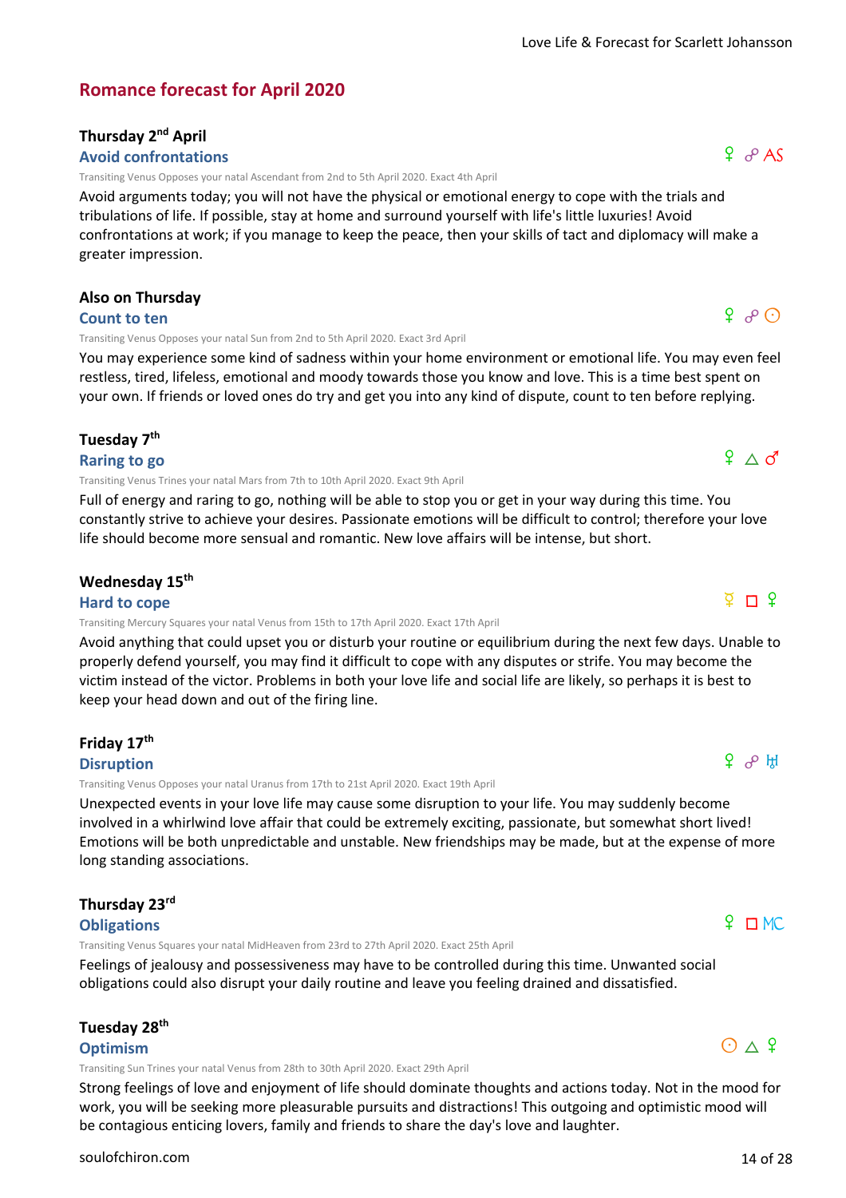## Romance forecast for April 2020

### Thursday 2nd April

**Avoid confrontations**

♀ ☍ AS

Transiting Venus Opposes your natal Ascendant from 2nd to 5th April 2020. Exact 4th April

Avoid arguments today; you will not have the physical or emotional energy to cope with the trials and tribulations of life. If possible, stay at home and surround yourself with life's little luxuries! Avoid confrontations at work; if you manage to keep the peace, then your skills of tact and diplomacy will make a greater impression.

### Also on Thursday

**Count to ten**

♀ ☍ ☉

Transiting Venus Opposes your natal Sun from 2nd to 5th April 2020. Exact 3rd April

You may experience some kind of sadness within your home environment or emotional life. You may even feel restless, tired, lifeless, emotional and moody towards those you know and love. This is a time best spent on your own. If friends or loved ones do try and get you into any kind of dispute, count to ten before replying.

### Tuesday 7th

**Raring to go**

♀ △ ♂

Transiting Venus Trines your natal Mars from 7th to 10th April 2020. Exact 9th April

Full of energy and raring to go, nothing will be able to stop you or get in your way during this time. You constantly strive to achieve your desires. Passionate emotions will be difficult to control; therefore your love life should become more sensual and romantic. New love affairs will be intense, but short.

### Wednesday 15th

**Hard to cope**

☿ □ ♀

Transiting Mercury Squares your natal Venus from 15th to 17th April 2020. Exact 17th April

Avoid anything that could upset you or disturb your routine or equilibrium during the next few days. Unable to properly defend yourself, you may find it difficult to cope with any disputes or strife. You may become the victim instead of the victor. Problems in both your love life and social life are likely, so perhaps it is best to keep your head down and out of the firing line.

### Friday 17th

**Disruption**

♀ ☍ ♅

Transiting Venus Opposes your natal Uranus from 17th to 21st April 2020. Exact 19th April

Unexpected events in your love life may cause some disruption to your life. You may suddenly become involved in a whirlwind love affair that could be extremely exciting, passionate, but somewhat short lived! Emotions will be both unpredictable and unstable. New friendships may be made, but at the expense of more long standing associations.

### Thursday 23rd

**Obligations**

♀ □ MC

Transiting Venus Squares your natal MidHeaven from 23rd to 27th April 2020. Exact 25th April

Feelings of jealousy and possessiveness may have to be controlled during this time. Unwanted social obligations could also disrupt your daily routine and leave you feeling drained and dissatisfied.

### Tuesday 28th

**Optimism**

☉ △ ♀

Transiting Sun Trines your natal Venus from 28th to 30th April 2020. Exact 29th April

Strong feelings of love and enjoyment of life should dominate thoughts and actions today. Not in the mood for work, you will be seeking more pleasurable pursuits and distractions! This outgoing and optimistic mood will be contagious enticing lovers, family and friends to share the day's love and laughter.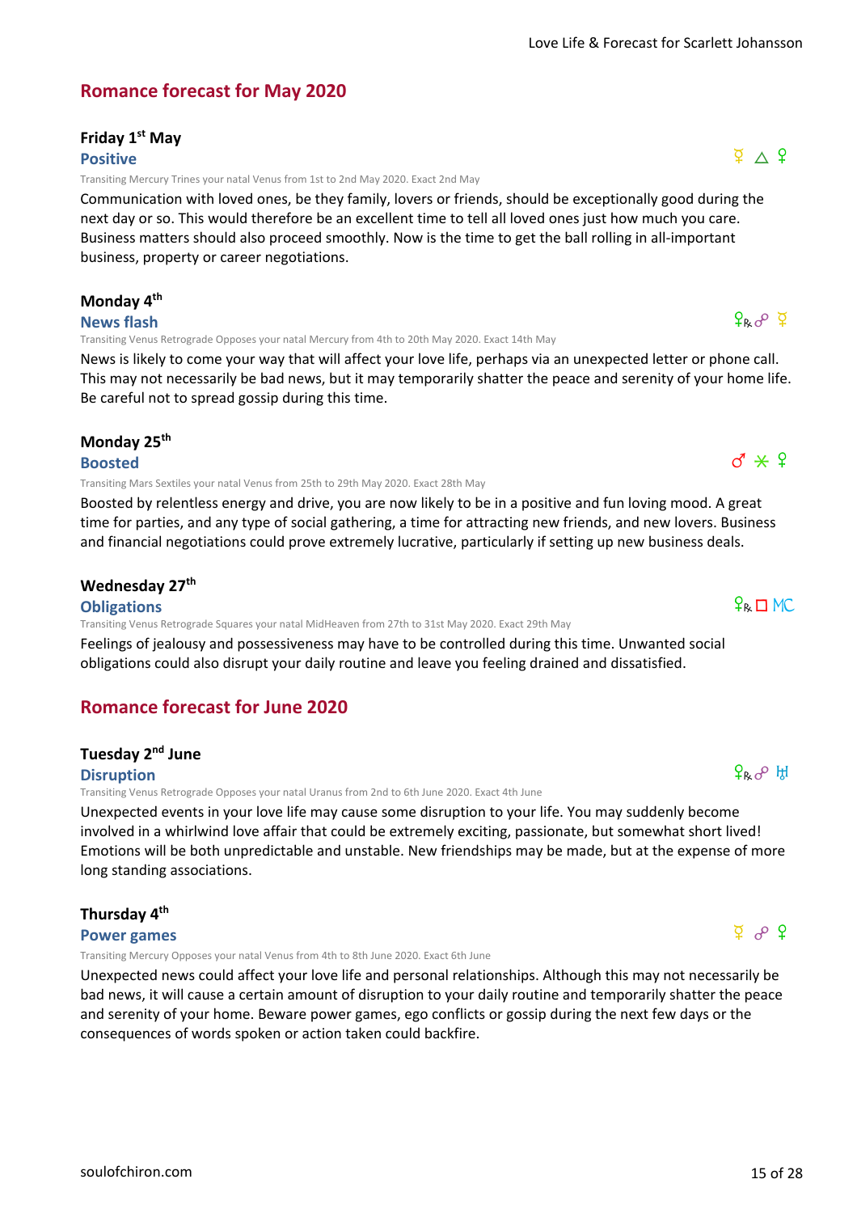## Romance forecast for May 2020

### Friday 1st May

**Positive**

☿ △ ♀

Transiting Mercury Trines your natal Venus from 1st to 2nd May 2020. Exact 2nd May

Communication with loved ones, be they family, lovers or friends, should be exceptionally good during the next day or so. This would therefore be an excellent time to tell all loved ones just how much you care. Business matters should also proceed smoothly. Now is the time to get the ball rolling in all-important business, property or career negotiations.

### Monday 4th

**News flash**

♀℞ ☍ ☿

Transiting Venus Retrograde Opposes your natal Mercury from 4th to 20th May 2020. Exact 14th May

News is likely to come your way that will affect your love life, perhaps via an unexpected letter or phone call. This may not necessarily be bad news, but it may temporarily shatter the peace and serenity of your home life. Be careful not to spread gossip during this time.

### Monday 25th

**Boosted**

♂ ⚹ ♀

Transiting Mars Sextiles your natal Venus from 25th to 29th May 2020. Exact 28th May

Boosted by relentless energy and drive, you are now likely to be in a positive and fun loving mood. A great time for parties, and any type of social gathering, a time for attracting new friends, and new lovers. Business and financial negotiations could prove extremely lucrative, particularly if setting up new business deals.

### Wednesday 27th

**Obligations**

♀℞ □ MC

Transiting Venus Retrograde Squares your natal MidHeaven from 27th to 31st May 2020. Exact 29th May

Feelings of jealousy and possessiveness may have to be controlled during this time. Unwanted social obligations could also disrupt your daily routine and leave you feeling drained and dissatisfied.

## Romance forecast for June 2020

### Tuesday 2nd June

**Disruption**

♀℞ ☍ ♅

Transiting Venus Retrograde Opposes your natal Uranus from 2nd to 6th June 2020. Exact 4th June

Unexpected events in your love life may cause some disruption to your life. You may suddenly become involved in a whirlwind love affair that could be extremely exciting, passionate, but somewhat short lived! Emotions will be both unpredictable and unstable. New friendships may be made, but at the expense of more long standing associations.

### Thursday 4th

**Power games**

☿ ☍ ♀

Transiting Mercury Opposes your natal Venus from 4th to 8th June 2020. Exact 6th June

Unexpected news could affect your love life and personal relationships. Although this may not necessarily be bad news, it will cause a certain amount of disruption to your daily routine and temporarily shatter the peace and serenity of your home. Beware power games, ego conflicts or gossip during the next few days or the consequences of words spoken or action taken could backfire.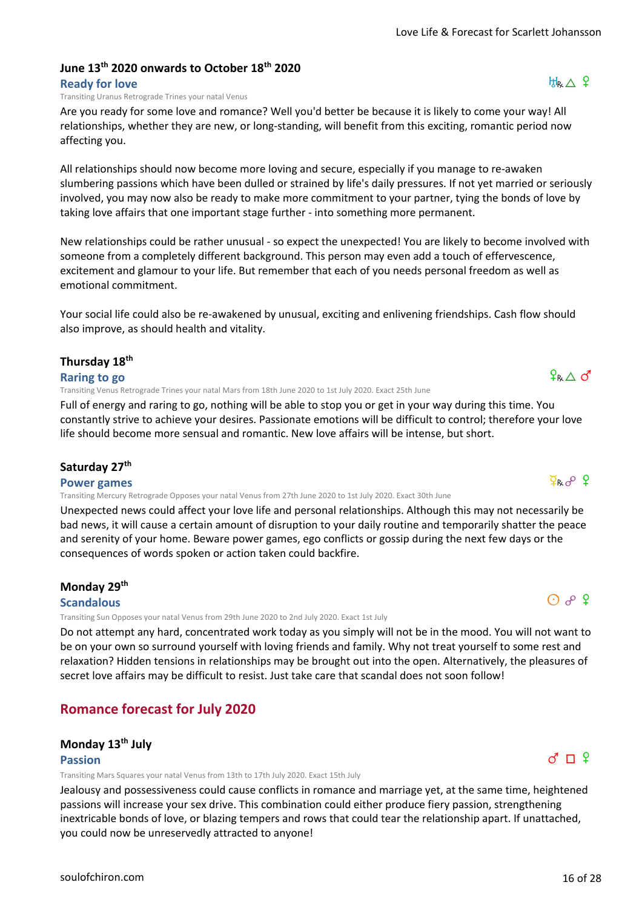### June 13th 2020 onwards to October 18th 2020

#### Ready for love

Transiting Uranus Retrograde Trines your natal Venus

Are you ready for some love and romance? Well you'd better be because it is likely to come your way! All relationships, whether they are new, or long-standing, will benefit from this exciting, romantic period now affecting you.

All relationships should now become more loving and secure, especially if you manage to re-awaken slumbering passions which have been dulled or strained by life's daily pressures. If not yet married or seriously involved, you may now also be ready to make more commitment to your partner, tying the bonds of love by taking love affairs that one important stage further - into something more permanent.

New relationships could be rather unusual - so expect the unexpected! You are likely to become involved with someone from a completely different background. This person may even add a touch of effervescence, excitement and glamour to your life. But remember that each of you needs personal freedom as well as emotional commitment.

Your social life could also be re-awakened by unusual, exciting and enlivening friendships. Cash flow should also improve, as should health and vitality.

### Thursday 18th

#### Raring to go

Transiting Venus Retrograde Trines your natal Mars from 18th June 2020 to 1st July 2020. Exact 25th June

Full of energy and raring to go, nothing will be able to stop you or get in your way during this time. You constantly strive to achieve your desires. Passionate emotions will be difficult to control; therefore your love life should become more sensual and romantic. New love affairs will be intense, but short.

### Saturday 27th

#### Power games

Transiting Mercury Retrograde Opposes your natal Venus from 27th June 2020 to 1st July 2020. Exact 30th June

Unexpected news could affect your love life and personal relationships. Although this may not necessarily be bad news, it will cause a certain amount of disruption to your daily routine and temporarily shatter the peace and serenity of your home. Beware power games, ego conflicts or gossip during the next few days or the consequences of words spoken or action taken could backfire.

### Monday 29th

#### Scandalous

Transiting Sun Opposes your natal Venus from 29th June 2020 to 2nd July 2020. Exact 1st July

Do not attempt any hard, concentrated work today as you simply will not be in the mood. You will not want to be on your own so surround yourself with loving friends and family. Why not treat yourself to some rest and relaxation? Hidden tensions in relationships may be brought out into the open. Alternatively, the pleasures of secret love affairs may be difficult to resist. Just take care that scandal does not soon follow!

## Romance forecast for July 2020

### Monday 13th July

#### Passion

Transiting Mars Squares your natal Venus from 13th to 17th July 2020. Exact 15th July

Jealousy and possessiveness could cause conflicts in romance and marriage yet, at the same time, heightened passions will increase your sex drive. This combination could either produce fiery passion, strengthening inextricable bonds of love, or blazing tempers and rows that could tear the relationship apart. If unattached, you could now be unreservedly attracted to anyone!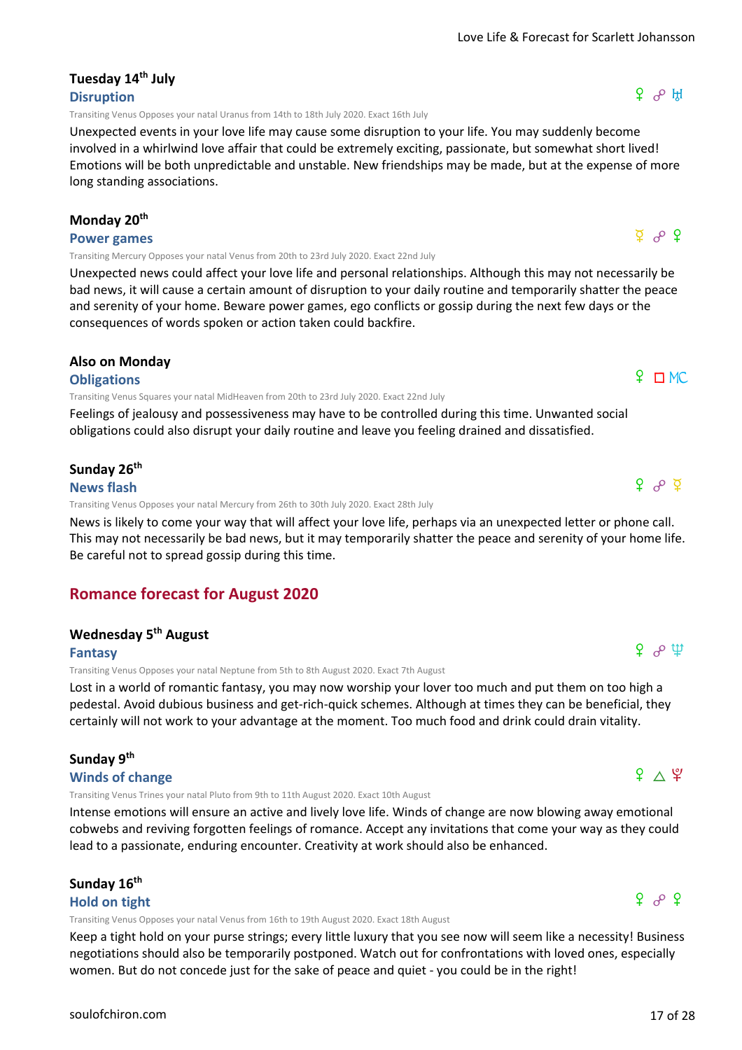### Tuesday 14th July

**Disruption**

♀ ☍ ♅

Transiting Venus Opposes your natal Uranus from 14th to 18th July 2020. Exact 16th July

Unexpected events in your love life may cause some disruption to your life. You may suddenly become involved in a whirlwind love affair that could be extremely exciting, passionate, but somewhat short lived! Emotions will be both unpredictable and unstable. New friendships may be made, but at the expense of more long standing associations.

### Monday 20th

**Power games**

☿ ☍ ♀

Transiting Mercury Opposes your natal Venus from 20th to 23rd July 2020. Exact 22nd July

Unexpected news could affect your love life and personal relationships. Although this may not necessarily be bad news, it will cause a certain amount of disruption to your daily routine and temporarily shatter the peace and serenity of your home. Beware power games, ego conflicts or gossip during the next few days or the consequences of words spoken or action taken could backfire.

### Also on Monday

**Obligations**

♀ □ MC

Transiting Venus Squares your natal MidHeaven from 20th to 23rd July 2020. Exact 22nd July

Feelings of jealousy and possessiveness may have to be controlled during this time. Unwanted social obligations could also disrupt your daily routine and leave you feeling drained and dissatisfied.

### Sunday 26th

**News flash**

♀ ☍ ☿

Transiting Venus Opposes your natal Mercury from 26th to 30th July 2020. Exact 28th July

News is likely to come your way that will affect your love life, perhaps via an unexpected letter or phone call. This may not necessarily be bad news, but it may temporarily shatter the peace and serenity of your home life. Be careful not to spread gossip during this time.

## Romance forecast for August 2020

### Wednesday 5th August

**Fantasy**

♀ ☍ ♆

Transiting Venus Opposes your natal Neptune from 5th to 8th August 2020. Exact 7th August

Lost in a world of romantic fantasy, you may now worship your lover too much and put them on too high a pedestal. Avoid dubious business and get-rich-quick schemes. Although at times they can be beneficial, they certainly will not work to your advantage at the moment. Too much food and drink could drain vitality.

### Sunday 9th

**Winds of change**

♀ △ ♇

Transiting Venus Trines your natal Pluto from 9th to 11th August 2020. Exact 10th August

Intense emotions will ensure an active and lively love life. Winds of change are now blowing away emotional cobwebs and reviving forgotten feelings of romance. Accept any invitations that come your way as they could lead to a passionate, enduring encounter. Creativity at work should also be enhanced.

### Sunday 16th

**Hold on tight**

♀ ☍ ♀

Transiting Venus Opposes your natal Venus from 16th to 19th August 2020. Exact 18th August

Keep a tight hold on your purse strings; every little luxury that you see now will seem like a necessity! Business negotiations should also be temporarily postponed. Watch out for confrontations with loved ones, especially women. But do not concede just for the sake of peace and quiet - you could be in the right!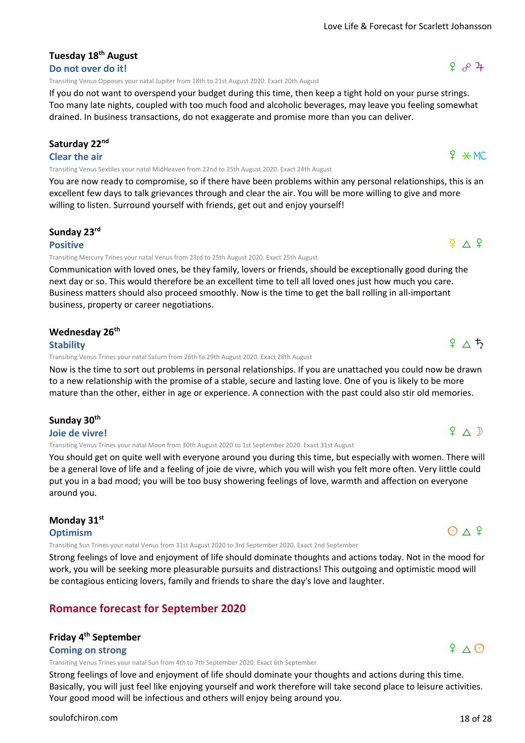### Tuesday 18th August

**Do not over do it!** ♀ ☍ ♃

Transiting Venus Opposes your natal Jupiter from 18th to 21st August 2020. Exact 20th August

If you do not want to overspend your budget during this time, then keep a tight hold on your purse strings. Too many late nights, coupled with too much food and alcoholic beverages, may leave you feeling somewhat drained. In business transactions, do not exaggerate and promise more than you can deliver.

### Saturday 22nd

**Clear the air** ♀ ⚹ MC

Transiting Venus Sextiles your natal MidHeaven from 22nd to 25th August 2020. Exact 24th August

You are now ready to compromise, so if there have been problems within any personal relationships, this is an excellent few days to talk grievances through and clear the air. You will be more willing to give and more willing to listen. Surround yourself with friends, get out and enjoy yourself!

### Sunday 23rd

**Positive** ☿ △ ♀

Transiting Mercury Trines your natal Venus from 23rd to 25th August 2020. Exact 25th August

Communication with loved ones, be they family, lovers or friends, should be exceptionally good during the next day or so. This would therefore be an excellent time to tell all loved ones just how much you care. Business matters should also proceed smoothly. Now is the time to get the ball rolling in all-important business, property or career negotiations.

### Wednesday 26th

**Stability** ♀ △ ♄

Transiting Venus Trines your natal Saturn from 26th to 29th August 2020. Exact 28th August

Now is the time to sort out problems in personal relationships. If you are unattached you could now be drawn to a new relationship with the promise of a stable, secure and lasting love. One of you is likely to be more mature than the other, either in age or experience. A connection with the past could also stir old memories.

### Sunday 30th

**Joie de vivre!** ♀ △ ☽

Transiting Venus Trines your natal Moon from 30th August 2020 to 1st September 2020. Exact 31st August

You should get on quite well with everyone around you during this time, but especially with women. There will be a general love of life and a feeling of joie de vivre, which you will wish you felt more often. Very little could put you in a bad mood; you will be too busy showering feelings of love, warmth and affection on everyone around you.

### Monday 31st

**Optimism** ☉ △ ♀

Transiting Sun Trines your natal Venus from 31st August 2020 to 3rd September 2020. Exact 2nd September

Strong feelings of love and enjoyment of life should dominate thoughts and actions today. Not in the mood for work, you will be seeking more pleasurable pursuits and distractions! This outgoing and optimistic mood will be contagious enticing lovers, family and friends to share the day's love and laughter.

## Romance forecast for September 2020

### Friday 4th September

**Coming on strong** ♀ △ ☉

Transiting Venus Trines your natal Sun from 4th to 7th September 2020. Exact 6th September

Strong feelings of love and enjoyment of life should dominate your thoughts and actions during this time. Basically, you will just feel like enjoying yourself and work therefore will take second place to leisure activities. Your good mood will be infectious and others will enjoy being around you.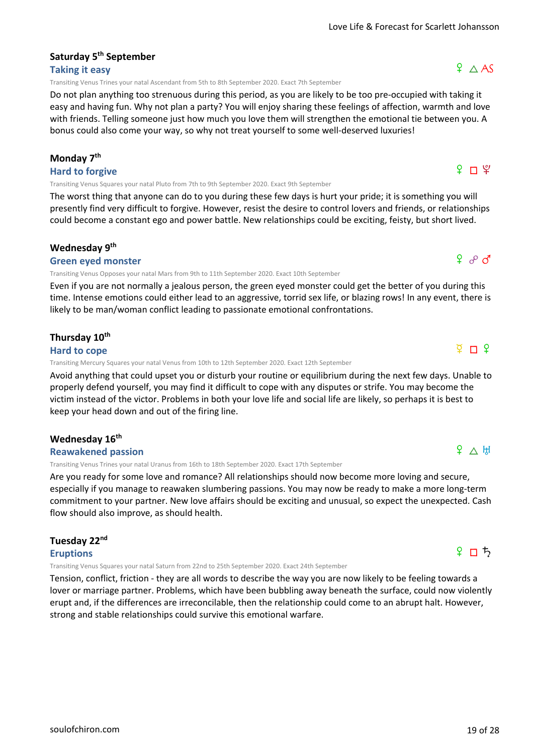### Saturday 5th September

#### Taking it easy

♀ △ AS

Transiting Venus Trines your natal Ascendant from 5th to 8th September 2020. Exact 7th September

Do not plan anything too strenuous during this period, as you are likely to be too pre-occupied with taking it easy and having fun. Why not plan a party? You will enjoy sharing these feelings of affection, warmth and love with friends. Telling someone just how much you love them will strengthen the emotional tie between you. A bonus could also come your way, so why not treat yourself to some well-deserved luxuries!

### Monday 7th

#### Hard to forgive

♀ □ ♇

Transiting Venus Squares your natal Pluto from 7th to 9th September 2020. Exact 9th September

The worst thing that anyone can do to you during these few days is hurt your pride; it is something you will presently find very difficult to forgive. However, resist the desire to control lovers and friends, or relationships could become a constant ego and power battle. New relationships could be exciting, feisty, but short lived.

### Wednesday 9th

#### Green eyed monster

♀ ☍ ♂

Transiting Venus Opposes your natal Mars from 9th to 11th September 2020. Exact 10th September

Even if you are not normally a jealous person, the green eyed monster could get the better of you during this time. Intense emotions could either lead to an aggressive, torrid sex life, or blazing rows! In any event, there is likely to be man/woman conflict leading to passionate emotional confrontations.

### Thursday 10th

#### Hard to cope

☿ □ ♀

Transiting Mercury Squares your natal Venus from 10th to 12th September 2020. Exact 12th September

Avoid anything that could upset you or disturb your routine or equilibrium during the next few days. Unable to properly defend yourself, you may find it difficult to cope with any disputes or strife. You may become the victim instead of the victor. Problems in both your love life and social life are likely, so perhaps it is best to keep your head down and out of the firing line.

### Wednesday 16th

#### Reawakened passion

♀ △ ♅

Transiting Venus Trines your natal Uranus from 16th to 18th September 2020. Exact 17th September

Are you ready for some love and romance? All relationships should now become more loving and secure, especially if you manage to reawaken slumbering passions. You may now be ready to make a more long-term commitment to your partner. New love affairs should be exciting and unusual, so expect the unexpected. Cash flow should also improve, as should health.

### Tuesday 22nd

#### Eruptions

♀ □ ♄

Transiting Venus Squares your natal Saturn from 22nd to 25th September 2020. Exact 24th September

Tension, conflict, friction - they are all words to describe the way you are now likely to be feeling towards a lover or marriage partner. Problems, which have been bubbling away beneath the surface, could now violently erupt and, if the differences are irreconcilable, then the relationship could come to an abrupt halt. However, strong and stable relationships could survive this emotional warfare.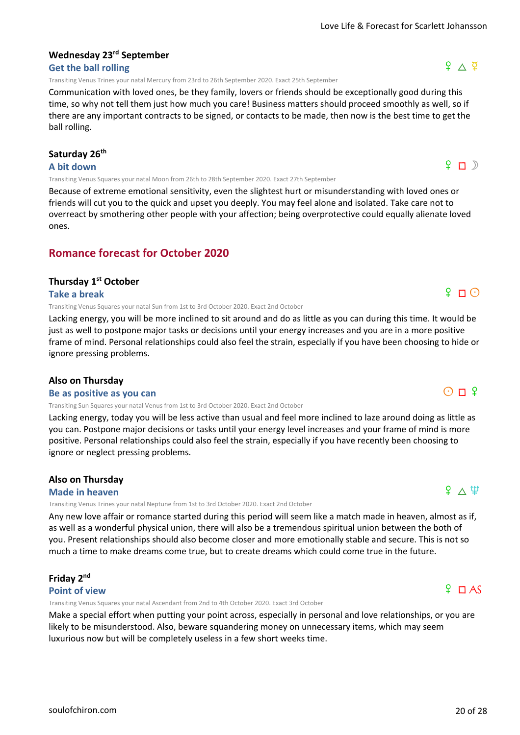### Wednesday 23rd September

**Get the ball rolling** ♀ △ ☿

Transiting Venus Trines your natal Mercury from 23rd to 26th September 2020. Exact 25th September

Communication with loved ones, be they family, lovers or friends should be exceptionally good during this time, so why not tell them just how much you care! Business matters should proceed smoothly as well, so if there are any important contracts to be signed, or contacts to be made, then now is the best time to get the ball rolling.

### Saturday 26th

**A bit down** ♀ □ ☽

Transiting Venus Squares your natal Moon from 26th to 28th September 2020. Exact 27th September

Because of extreme emotional sensitivity, even the slightest hurt or misunderstanding with loved ones or friends will cut you to the quick and upset you deeply. You may feel alone and isolated. Take care not to overreact by smothering other people with your affection; being overprotective could equally alienate loved ones.

## Romance forecast for October 2020

### Thursday 1st October

**Take a break** ♀ □ ☉

Transiting Venus Squares your natal Sun from 1st to 3rd October 2020. Exact 2nd October

Lacking energy, you will be more inclined to sit around and do as little as you can during this time. It would be just as well to postpone major tasks or decisions until your energy increases and you are in a more positive frame of mind. Personal relationships could also feel the strain, especially if you have been choosing to hide or ignore pressing problems.

### Also on Thursday

**Be as positive as you can** ☉ □ ♀

Transiting Sun Squares your natal Venus from 1st to 3rd October 2020. Exact 2nd October

Lacking energy, today you will be less active than usual and feel more inclined to laze around doing as little as you can. Postpone major decisions or tasks until your energy level increases and your frame of mind is more positive. Personal relationships could also feel the strain, especially if you have recently been choosing to ignore or neglect pressing problems.

### Also on Thursday

**Made in heaven** ♀ △ ♆

Transiting Venus Trines your natal Neptune from 1st to 3rd October 2020. Exact 2nd October

Any new love affair or romance started during this period will seem like a match made in heaven, almost as if, as well as a wonderful physical union, there will also be a tremendous spiritual union between the both of you. Present relationships should also become closer and more emotionally stable and secure. This is not so much a time to make dreams come true, but to create dreams which could come true in the future.

### Friday 2nd

**Point of view** ♀ □ AS

Transiting Venus Squares your natal Ascendant from 2nd to 4th October 2020. Exact 3rd October

Make a special effort when putting your point across, especially in personal and love relationships, or you are likely to be misunderstood. Also, beware squandering money on unnecessary items, which may seem luxurious now but will be completely useless in a few short weeks time.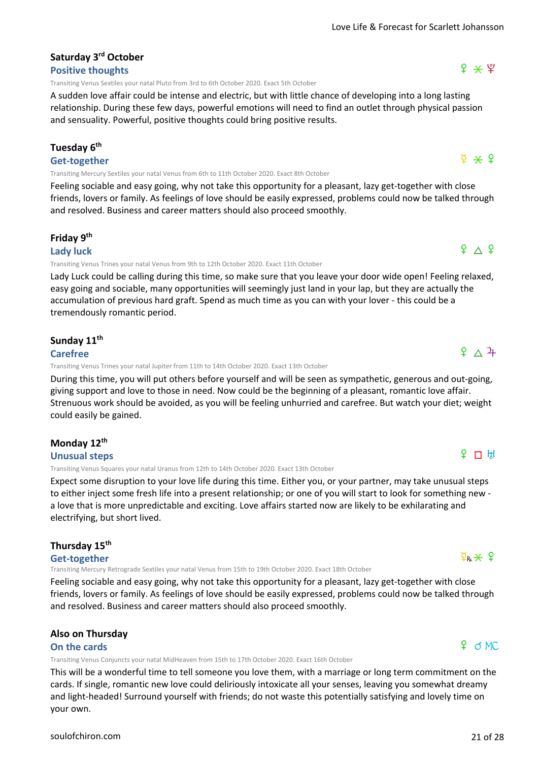### Saturday 3rd October

#### Positive thoughts

♀ ⚹ ♇

Transiting Venus Sextiles your natal Pluto from 3rd to 6th October 2020. Exact 5th October

A sudden love affair could be intense and electric, but with little chance of developing into a long lasting relationship. During these few days, powerful emotions will need to find an outlet through physical passion and sensuality. Powerful, positive thoughts could bring positive results.

### Tuesday 6th

#### Get-together

☿ ⚹ ♀

Transiting Mercury Sextiles your natal Venus from 6th to 11th October 2020. Exact 8th October

Feeling sociable and easy going, why not take this opportunity for a pleasant, lazy get-together with close friends, lovers or family. As feelings of love should be easily expressed, problems could now be talked through and resolved. Business and career matters should also proceed smoothly.

### Friday 9th

#### Lady luck

♀ △ ♀

Transiting Venus Trines your natal Venus from 9th to 12th October 2020. Exact 11th October

Lady Luck could be calling during this time, so make sure that you leave your door wide open! Feeling relaxed, easy going and sociable, many opportunities will seemingly just land in your lap, but they are actually the accumulation of previous hard graft. Spend as much time as you can with your lover - this could be a tremendously romantic period.

### Sunday 11th

#### Carefree

♀ △ ♃

Transiting Venus Trines your natal Jupiter from 11th to 14th October 2020. Exact 13th October

During this time, you will put others before yourself and will be seen as sympathetic, generous and out-going, giving support and love to those in need. Now could be the beginning of a pleasant, romantic love affair. Strenuous work should be avoided, as you will be feeling unhurried and carefree. But watch your diet; weight could easily be gained.

### Monday 12th

#### Unusual steps

♀ □ ♅

Transiting Venus Squares your natal Uranus from 12th to 14th October 2020. Exact 13th October

Expect some disruption to your love life during this time. Either you, or your partner, may take unusual steps to either inject some fresh life into a present relationship; or one of you will start to look for something new - a love that is more unpredictable and exciting. Love affairs started now are likely to be exhilarating and electrifying, but short lived.

### Thursday 15th

#### Get-together

☿℞ ⚹ ♀

Transiting Mercury Retrograde Sextiles your natal Venus from 15th to 19th October 2020. Exact 18th October

Feeling sociable and easy going, why not take this opportunity for a pleasant, lazy get-together with close friends, lovers or family. As feelings of love should be easily expressed, problems could now be talked through and resolved. Business and career matters should also proceed smoothly.

### Also on Thursday

#### On the cards

♀ ☌ MC

Transiting Venus Conjuncts your natal MidHeaven from 15th to 17th October 2020. Exact 16th October

This will be a wonderful time to tell someone you love them, with a marriage or long term commitment on the cards. If single, romantic new love could deliriously intoxicate all your senses, leaving you somewhat dreamy and light-headed! Surround yourself with friends; do not waste this potentially satisfying and lovely time on your own.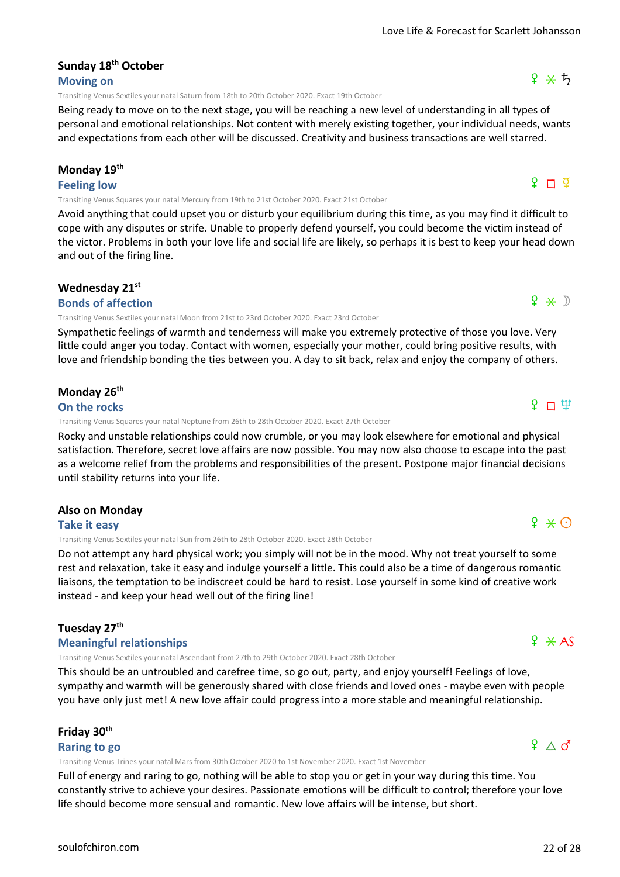### Sunday 18th October

**Moving on** ♀ ⚹ ♄

Transiting Venus Sextiles your natal Saturn from 18th to 20th October 2020. Exact 19th October

Being ready to move on to the next stage, you will be reaching a new level of understanding in all types of personal and emotional relationships. Not content with merely existing together, your individual needs, wants and expectations from each other will be discussed. Creativity and business transactions are well starred.

### Monday 19th

**Feeling low** ♀ □ ☿

Transiting Venus Squares your natal Mercury from 19th to 21st October 2020. Exact 21st October

Avoid anything that could upset you or disturb your equilibrium during this time, as you may find it difficult to cope with any disputes or strife. Unable to properly defend yourself, you could become the victim instead of the victor. Problems in both your love life and social life are likely, so perhaps it is best to keep your head down and out of the firing line.

### Wednesday 21st

**Bonds of affection** ♀ ⚹ ☽

Transiting Venus Sextiles your natal Moon from 21st to 23rd October 2020. Exact 23rd October

Sympathetic feelings of warmth and tenderness will make you extremely protective of those you love. Very little could anger you today. Contact with women, especially your mother, could bring positive results, with love and friendship bonding the ties between you. A day to sit back, relax and enjoy the company of others.

### Monday 26th

**On the rocks** ♀ □ ♆

Transiting Venus Squares your natal Neptune from 26th to 28th October 2020. Exact 27th October

Rocky and unstable relationships could now crumble, or you may look elsewhere for emotional and physical satisfaction. Therefore, secret love affairs are now possible. You may now also choose to escape into the past as a welcome relief from the problems and responsibilities of the present. Postpone major financial decisions until stability returns into your life.

### Also on Monday

**Take it easy** ♀ ⚹ ☉

Transiting Venus Sextiles your natal Sun from 26th to 28th October 2020. Exact 28th October

Do not attempt any hard physical work; you simply will not be in the mood. Why not treat yourself to some rest and relaxation, take it easy and indulge yourself a little. This could also be a time of dangerous romantic liaisons, the temptation to be indiscreet could be hard to resist. Lose yourself in some kind of creative work instead - and keep your head well out of the firing line!

### Tuesday 27th

**Meaningful relationships** ♀ ⚹ AS

Transiting Venus Sextiles your natal Ascendant from 27th to 29th October 2020. Exact 28th October

This should be an untroubled and carefree time, so go out, party, and enjoy yourself! Feelings of love, sympathy and warmth will be generously shared with close friends and loved ones - maybe even with people you have only just met! A new love affair could progress into a more stable and meaningful relationship.

### Friday 30th

**Raring to go** ♀ △ ♂

Transiting Venus Trines your natal Mars from 30th October 2020 to 1st November 2020. Exact 1st November

Full of energy and raring to go, nothing will be able to stop you or get in your way during this time. You constantly strive to achieve your desires. Passionate emotions will be difficult to control; therefore your love life should become more sensual and romantic. New love affairs will be intense, but short.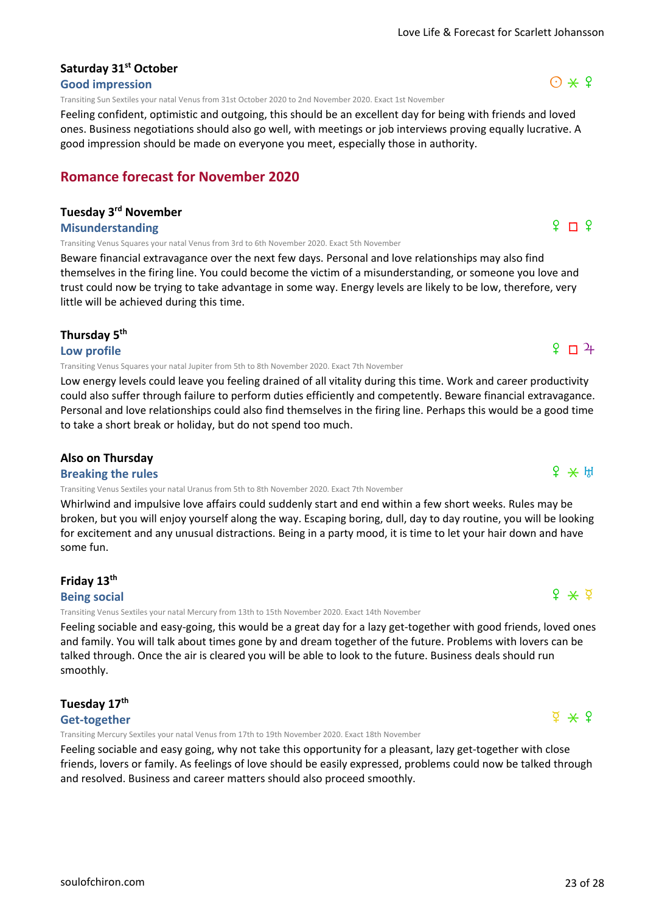### Saturday 31st October

**Good impression** ☉ ⚹ ♀

Transiting Sun Sextiles your natal Venus from 31st October 2020 to 2nd November 2020. Exact 1st November

Feeling confident, optimistic and outgoing, this should be an excellent day for being with friends and loved ones. Business negotiations should also go well, with meetings or job interviews proving equally lucrative. A good impression should be made on everyone you meet, especially those in authority.

## Romance forecast for November 2020

### Tuesday 3rd November

**Misunderstanding** ♀ □ ♀

Transiting Venus Squares your natal Venus from 3rd to 6th November 2020. Exact 5th November

Beware financial extravagance over the next few days. Personal and love relationships may also find themselves in the firing line. You could become the victim of a misunderstanding, or someone you love and trust could now be trying to take advantage in some way. Energy levels are likely to be low, therefore, very little will be achieved during this time.

### Thursday 5th

**Low profile** ♀ □ ♃

Transiting Venus Squares your natal Jupiter from 5th to 8th November 2020. Exact 7th November

Low energy levels could leave you feeling drained of all vitality during this time. Work and career productivity could also suffer through failure to perform duties efficiently and competently. Beware financial extravagance. Personal and love relationships could also find themselves in the firing line. Perhaps this would be a good time to take a short break or holiday, but do not spend too much.

### Also on Thursday

**Breaking the rules** ♀ ⚹ ♅

Transiting Venus Sextiles your natal Uranus from 5th to 8th November 2020. Exact 7th November

Whirlwind and impulsive love affairs could suddenly start and end within a few short weeks. Rules may be broken, but you will enjoy yourself along the way. Escaping boring, dull, day to day routine, you will be looking for excitement and any unusual distractions. Being in a party mood, it is time to let your hair down and have some fun.

### Friday 13th

**Being social** ♀ ⚹ ☿

Transiting Venus Sextiles your natal Mercury from 13th to 15th November 2020. Exact 14th November

Feeling sociable and easy-going, this would be a great day for a lazy get-together with good friends, loved ones and family. You will talk about times gone by and dream together of the future. Problems with lovers can be talked through. Once the air is cleared you will be able to look to the future. Business deals should run smoothly.

### Tuesday 17th

**Get-together** ☿ ⚹ ♀

Transiting Mercury Sextiles your natal Venus from 17th to 19th November 2020. Exact 18th November

Feeling sociable and easy going, why not take this opportunity for a pleasant, lazy get-together with close friends, lovers or family. As feelings of love should be easily expressed, problems could now be talked through and resolved. Business and career matters should also proceed smoothly.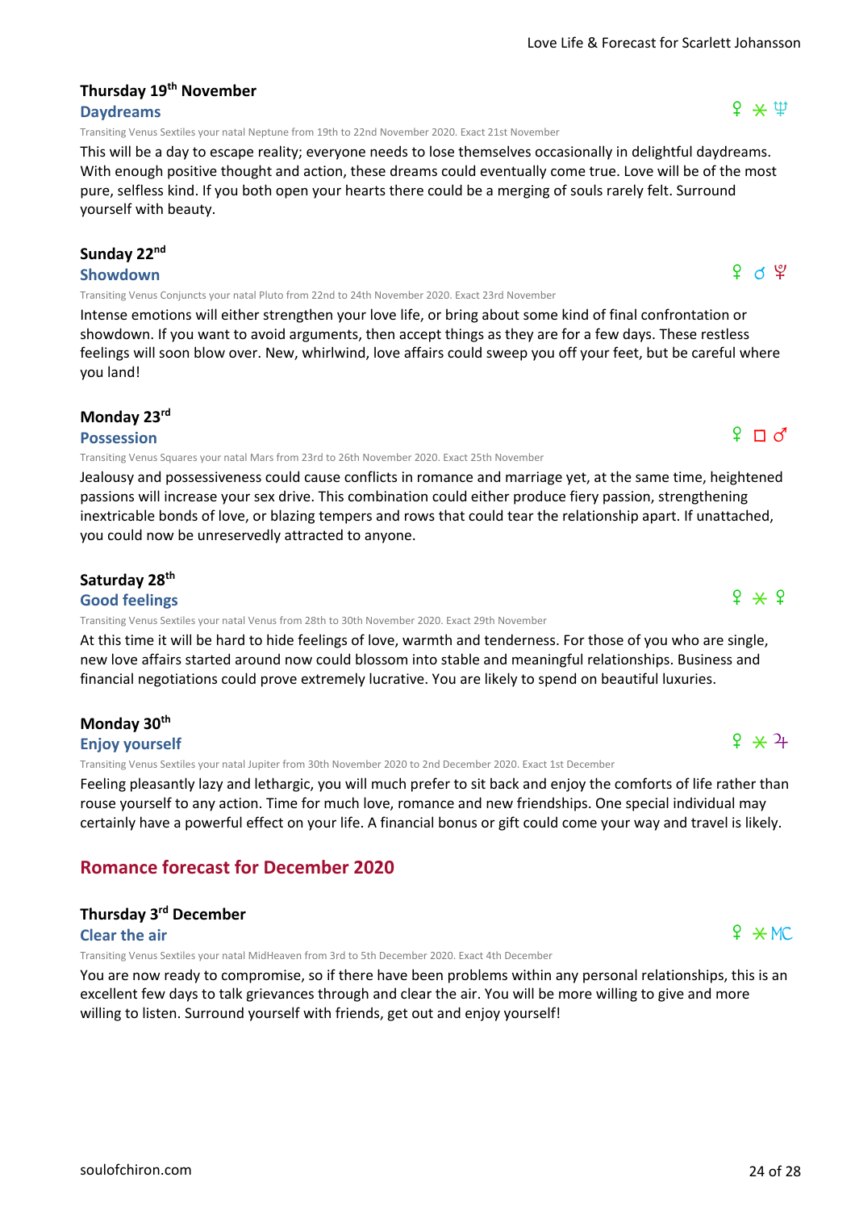### Thursday 19th November

**Daydreams**

♀ ⚹ ♆

Transiting Venus Sextiles your natal Neptune from 19th to 22nd November 2020. Exact 21st November

This will be a day to escape reality; everyone needs to lose themselves occasionally in delightful daydreams. With enough positive thought and action, these dreams could eventually come true. Love will be of the most pure, selfless kind. If you both open your hearts there could be a merging of souls rarely felt. Surround yourself with beauty.

### Sunday 22nd

**Showdown**

♀ ☌ ♇

Transiting Venus Conjuncts your natal Pluto from 22nd to 24th November 2020. Exact 23rd November

Intense emotions will either strengthen your love life, or bring about some kind of final confrontation or showdown. If you want to avoid arguments, then accept things as they are for a few days. These restless feelings will soon blow over. New, whirlwind, love affairs could sweep you off your feet, but be careful where you land!

### Monday 23rd

**Possession**

♀ □ ♂

Transiting Venus Squares your natal Mars from 23rd to 26th November 2020. Exact 25th November

Jealousy and possessiveness could cause conflicts in romance and marriage yet, at the same time, heightened passions will increase your sex drive. This combination could either produce fiery passion, strengthening inextricable bonds of love, or blazing tempers and rows that could tear the relationship apart. If unattached, you could now be unreservedly attracted to anyone.

### Saturday 28th

**Good feelings**

♀ ⚹ ♀

Transiting Venus Sextiles your natal Venus from 28th to 30th November 2020. Exact 29th November

At this time it will be hard to hide feelings of love, warmth and tenderness. For those of you who are single, new love affairs started around now could blossom into stable and meaningful relationships. Business and financial negotiations could prove extremely lucrative. You are likely to spend on beautiful luxuries.

### Monday 30th

**Enjoy yourself**

♀ ⚹ ♃

Transiting Venus Sextiles your natal Jupiter from 30th November 2020 to 2nd December 2020. Exact 1st December

Feeling pleasantly lazy and lethargic, you will much prefer to sit back and enjoy the comforts of life rather than rouse yourself to any action. Time for much love, romance and new friendships. One special individual may certainly have a powerful effect on your life. A financial bonus or gift could come your way and travel is likely.

## Romance forecast for December 2020

### Thursday 3rd December

**Clear the air**

♀ ⚹ MC

Transiting Venus Sextiles your natal MidHeaven from 3rd to 5th December 2020. Exact 4th December

You are now ready to compromise, so if there have been problems within any personal relationships, this is an excellent few days to talk grievances through and clear the air. You will be more willing to give and more willing to listen. Surround yourself with friends, get out and enjoy yourself!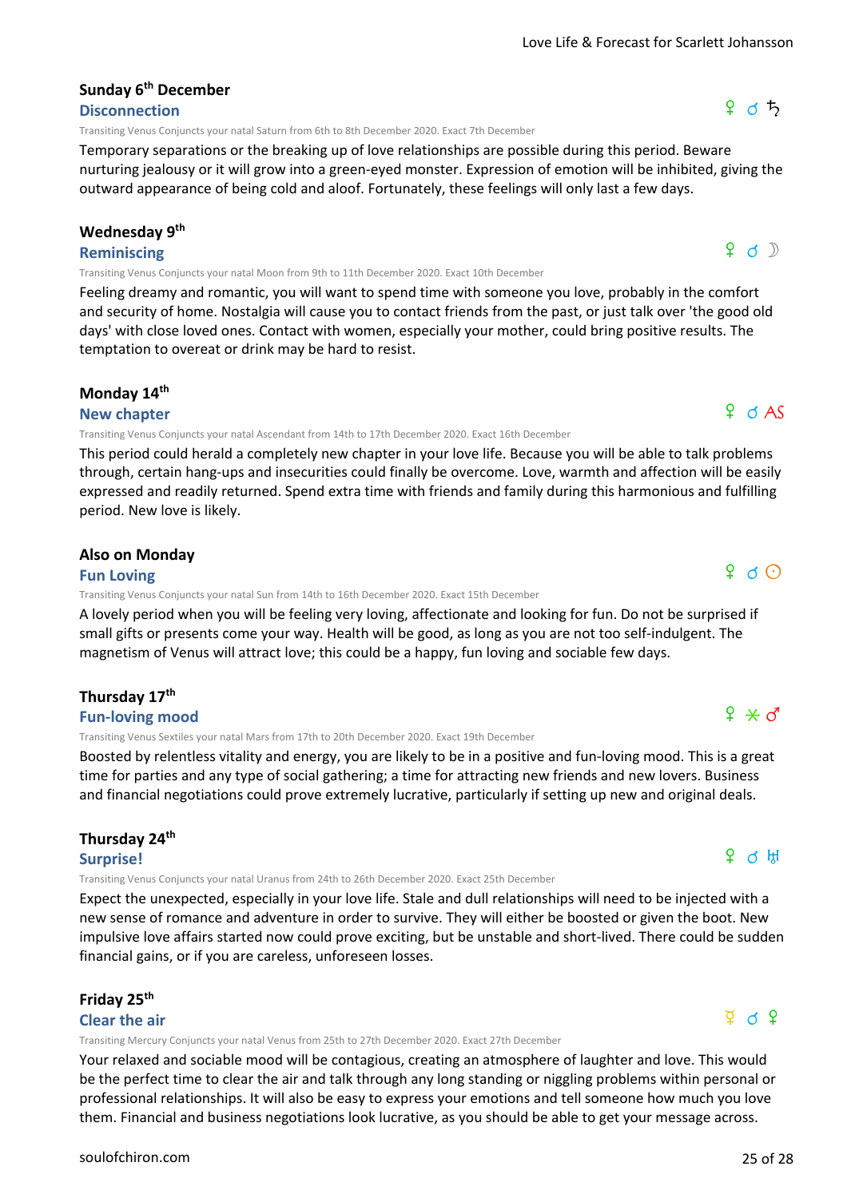### Sunday 6th December

**Disconnection** ♀ ☌ ♄

Transiting Venus Conjuncts your natal Saturn from 6th to 8th December 2020. Exact 7th December

Temporary separations or the breaking up of love relationships are possible during this period. Beware nurturing jealousy or it will grow into a green-eyed monster. Expression of emotion will be inhibited, giving the outward appearance of being cold and aloof. Fortunately, these feelings will only last a few days.

### Wednesday 9th

**Reminiscing** ♀ ☌ ☽

Transiting Venus Conjuncts your natal Moon from 9th to 11th December 2020. Exact 10th December

Feeling dreamy and romantic, you will want to spend time with someone you love, probably in the comfort and security of home. Nostalgia will cause you to contact friends from the past, or just talk over 'the good old days' with close loved ones. Contact with women, especially your mother, could bring positive results. The temptation to overeat or drink may be hard to resist.

### Monday 14th

**New chapter** ♀ ☌ AS

Transiting Venus Conjuncts your natal Ascendant from 14th to 17th December 2020. Exact 16th December

This period could herald a completely new chapter in your love life. Because you will be able to talk problems through, certain hang-ups and insecurities could finally be overcome. Love, warmth and affection will be easily expressed and readily returned. Spend extra time with friends and family during this harmonious and fulfilling period. New love is likely.

### Also on Monday

**Fun Loving** ♀ ☌ ☉

Transiting Venus Conjuncts your natal Sun from 14th to 16th December 2020. Exact 15th December

A lovely period when you will be feeling very loving, affectionate and looking for fun. Do not be surprised if small gifts or presents come your way. Health will be good, as long as you are not too self-indulgent. The magnetism of Venus will attract love; this could be a happy, fun loving and sociable few days.

### Thursday 17th

**Fun-loving mood** ♀ ⚹ ♂

Transiting Venus Sextiles your natal Mars from 17th to 20th December 2020. Exact 19th December

Boosted by relentless vitality and energy, you are likely to be in a positive and fun-loving mood. This is a great time for parties and any type of social gathering; a time for attracting new friends and new lovers. Business and financial negotiations could prove extremely lucrative, particularly if setting up new and original deals.

### Thursday 24th

**Surprise!** ♀ ☌ ♅

Transiting Venus Conjuncts your natal Uranus from 24th to 26th December 2020. Exact 25th December

Expect the unexpected, especially in your love life. Stale and dull relationships will need to be injected with a new sense of romance and adventure in order to survive. They will either be boosted or given the boot. New impulsive love affairs started now could prove exciting, but be unstable and short-lived. There could be sudden financial gains, or if you are careless, unforeseen losses.

### Friday 25th

**Clear the air** ☿ ☌ ♀

Transiting Mercury Conjuncts your natal Venus from 25th to 27th December 2020. Exact 27th December

Your relaxed and sociable mood will be contagious, creating an atmosphere of laughter and love. This would be the perfect time to clear the air and talk through any long standing or niggling problems within personal or professional relationships. It will also be easy to express your emotions and tell someone how much you love them. Financial and business negotiations look lucrative, as you should be able to get your message across.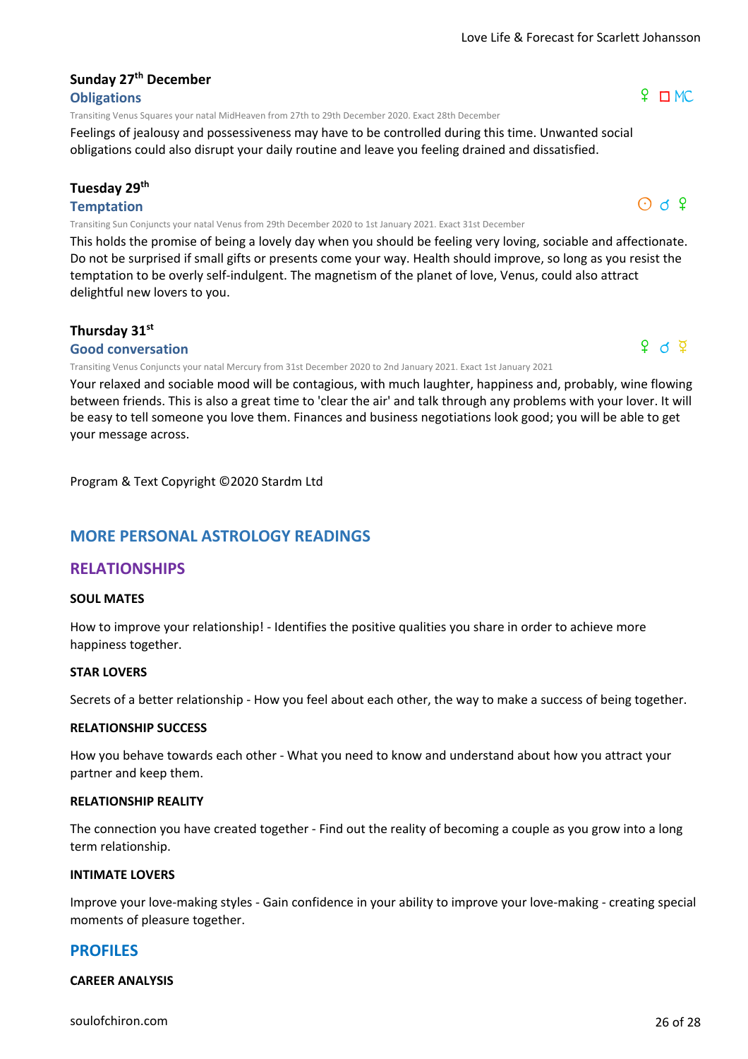### Sunday 27th December

**Obligations**

♀ □ MC

Transiting Venus Squares your natal MidHeaven from 27th to 29th December 2020. Exact 28th December

Feelings of jealousy and possessiveness may have to be controlled during this time. Unwanted social obligations could also disrupt your daily routine and leave you feeling drained and dissatisfied.

### Tuesday 29th

**Temptation**

☉ ☌ ♀

Transiting Sun Conjuncts your natal Venus from 29th December 2020 to 1st January 2021. Exact 31st December

This holds the promise of being a lovely day when you should be feeling very loving, sociable and affectionate. Do not be surprised if small gifts or presents come your way. Health should improve, so long as you resist the temptation to be overly self-indulgent. The magnetism of the planet of love, Venus, could also attract delightful new lovers to you.

### Thursday 31st

**Good conversation**

♀ ☌ ☿

Transiting Venus Conjuncts your natal Mercury from 31st December 2020 to 2nd January 2021. Exact 1st January 2021

Your relaxed and sociable mood will be contagious, with much laughter, happiness and, probably, wine flowing between friends. This is also a great time to 'clear the air' and talk through any problems with your lover. It will be easy to tell someone you love them. Finances and business negotiations look good; you will be able to get your message across.

Program & Text Copyright ©2020 Stardm Ltd

## MORE PERSONAL ASTROLOGY READINGS

## RELATIONSHIPS

**SOUL MATES**

How to improve your relationship! - Identifies the positive qualities you share in order to achieve more happiness together.

**STAR LOVERS**

Secrets of a better relationship - How you feel about each other, the way to make a success of being together.

**RELATIONSHIP SUCCESS**

How you behave towards each other - What you need to know and understand about how you attract your partner and keep them.

**RELATIONSHIP REALITY**

The connection you have created together - Find out the reality of becoming a couple as you grow into a long term relationship.

**INTIMATE LOVERS**

Improve your love-making styles - Gain confidence in your ability to improve your love-making - creating special moments of pleasure together.

## PROFILES

**CAREER ANALYSIS**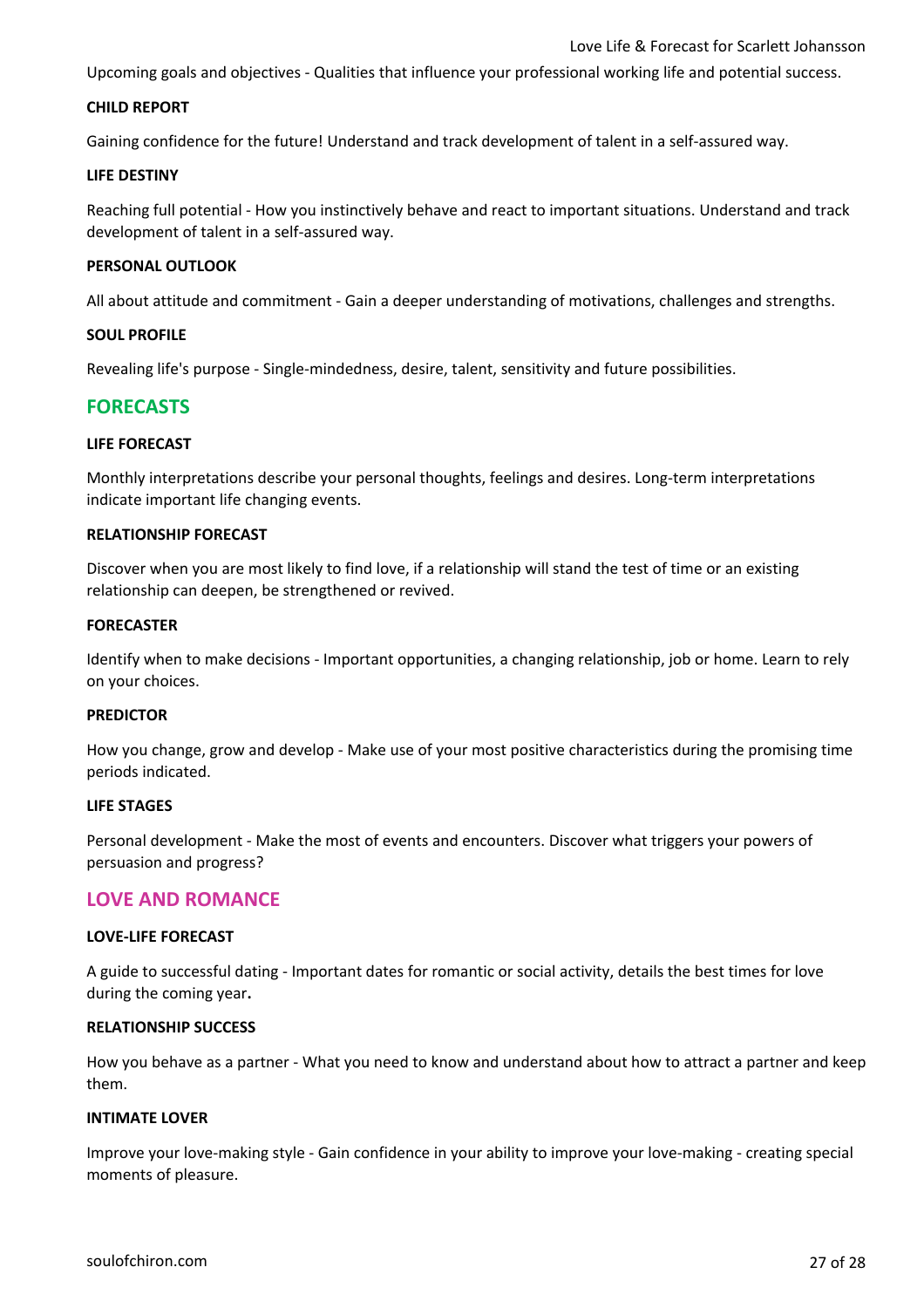Upcoming goals and objectives - Qualities that influence your professional working life and potential success.

#### CHILD REPORT

Gaining confidence for the future! Understand and track development of talent in a self-assured way.

#### LIFE DESTINY

Reaching full potential - How you instinctively behave and react to important situations. Understand and track development of talent in a self-assured way.

#### PERSONAL OUTLOOK

All about attitude and commitment - Gain a deeper understanding of motivations, challenges and strengths.

#### SOUL PROFILE

Revealing life's purpose - Single-mindedness, desire, talent, sensitivity and future possibilities.

## FORECASTS

#### LIFE FORECAST

Monthly interpretations describe your personal thoughts, feelings and desires. Long-term interpretations indicate important life changing events.

#### RELATIONSHIP FORECAST

Discover when you are most likely to find love, if a relationship will stand the test of time or an existing relationship can deepen, be strengthened or revived.

#### FORECASTER

Identify when to make decisions - Important opportunities, a changing relationship, job or home. Learn to rely on your choices.

#### PREDICTOR

How you change, grow and develop - Make use of your most positive characteristics during the promising time periods indicated.

#### LIFE STAGES

Personal development - Make the most of events and encounters. Discover what triggers your powers of persuasion and progress?

## LOVE AND ROMANCE

#### LOVE-LIFE FORECAST

A guide to successful dating - Important dates for romantic or social activity, details the best times for love during the coming year.

#### RELATIONSHIP SUCCESS

How you behave as a partner - What you need to know and understand about how to attract a partner and keep them.

#### INTIMATE LOVER

Improve your love-making style - Gain confidence in your ability to improve your love-making - creating special moments of pleasure.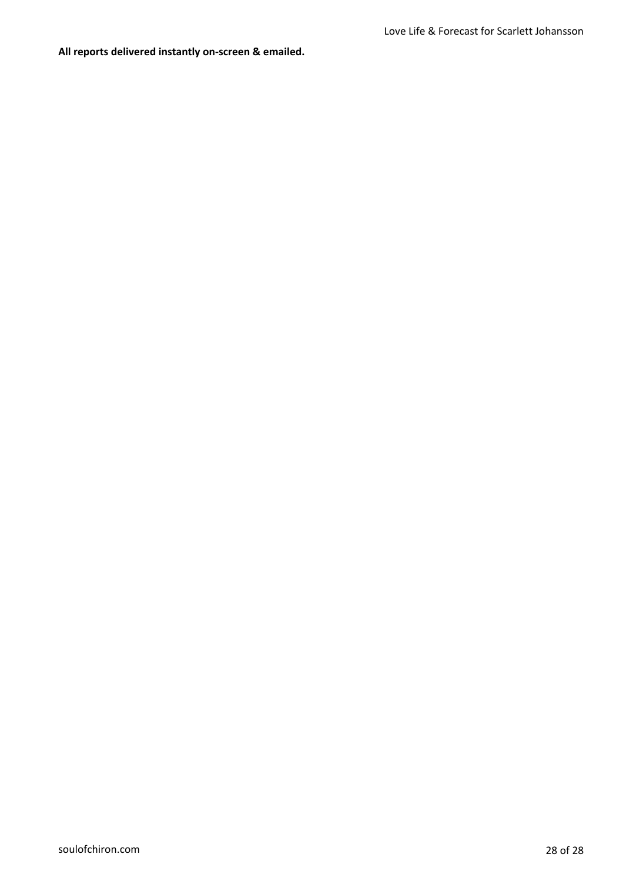**All reports delivered instantly on-screen & emailed.**